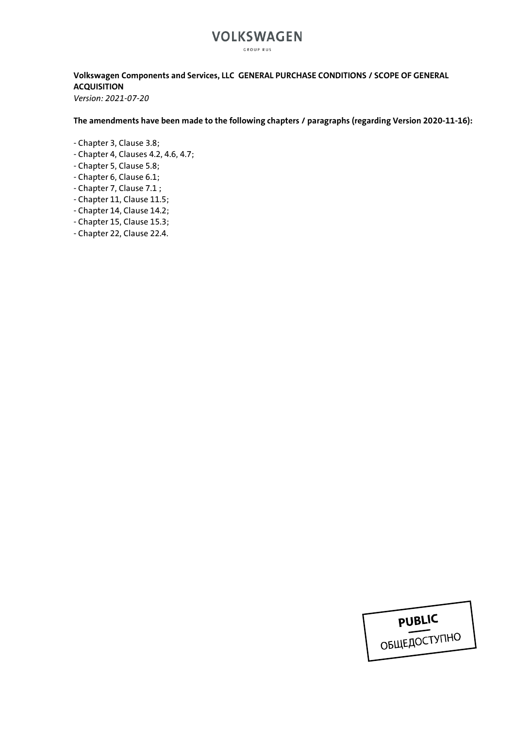VOLKSWAGEN

GROUP RUS

**Volkswagen Components and Services, LLC GENERAL PURCHASE CONDITIONS / SCOPE OF GENERAL ACQUISITION**

*Version: 2021-07-20*

**The amendments have been made to the following chapters / paragraphs (regarding Version 2020-11-16):**

- Chapter 3, Clause 3.8;
- Chapter 4, Clauses 4.2, 4.6, 4.7;
- Chapter 5, Clause 5.8;
- Chapter 6, Clause 6.1;
- Chapter 7, Clause 7.1 ;
- Chapter 11, Clause 11.5;
- Chapter 14, Clause 14.2;
- Chapter 15, Clause 15.3;
- Chapter 22, Clause 22.4.

PUBLIC

ОБЩЕДОСТУПНО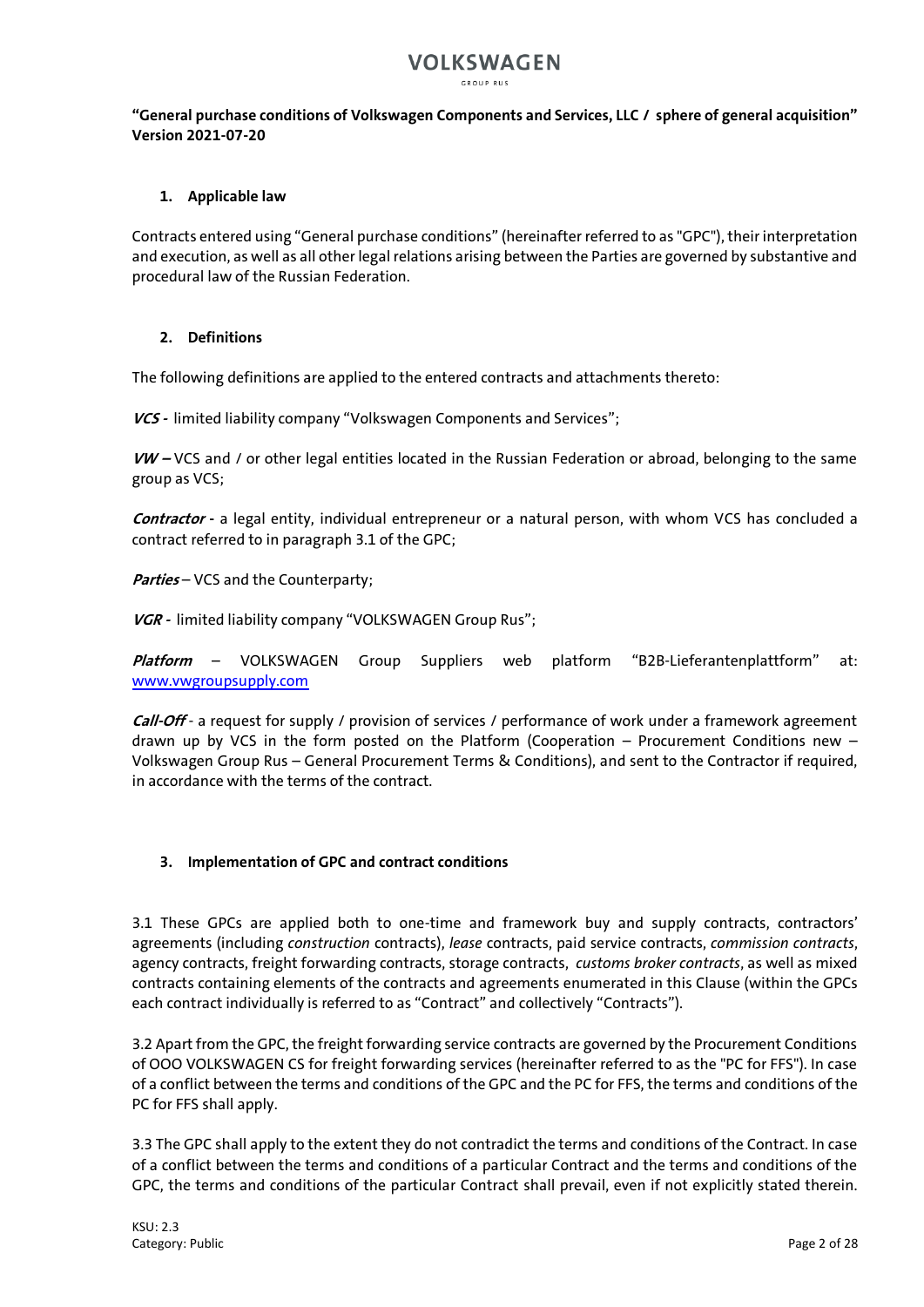**"General purchase conditions of Volkswagen Components and Services, LLC / sphere of general acquisition"**
**Version 2021-07-20**

## 1. Applicable law

Contracts entered using "General purchase conditions" (hereinafter referred to as "GPC"), their interpretation and execution, as well as all other legal relations arising between the Parties are governed by substantive and procedural law of the Russian Federation.

## 2. Definitions

The following definitions are applied to the entered contracts and attachments thereto:

***VCS*** **-** limited liability company "Volkswagen Components and Services";

***VW –*** VCS and / or other legal entities located in the Russian Federation or abroad, belonging to the same group as VCS;

***Contractor*** **-** a legal entity, individual entrepreneur or a natural person, with whom VCS has concluded a contract referred to in paragraph 3.1 of the GPC;

***Parties*** – VCS and the Counterparty;

***VGR*** **-** limited liability company "VOLKSWAGEN Group Rus";

***Platform*** – VOLKSWAGEN Group Suppliers web platform "B2B-Lieferantenplattform" at: www.vwgroupsupply.com

***Call-Off*** - a request for supply / provision of services / performance of work under a framework agreement drawn up by VCS in the form posted on the Platform (Cooperation – Procurement Conditions new – Volkswagen Group Rus – General Procurement Terms & Conditions), and sent to the Contractor if required, in accordance with the terms of the contract.

## 3. Implementation of GPC and contract conditions

3.1 These GPCs are applied both to one-time and framework buy and supply contracts, contractors' agreements (including *construction* contracts), *lease* contracts, paid service contracts, *commission contracts*, agency contracts, freight forwarding contracts, storage contracts, *customs broker contracts*, as well as mixed contracts containing elements of the contracts and agreements enumerated in this Clause (within the GPCs each contract individually is referred to as "Contract" and collectively "Contracts").

3.2 Apart from the GPC, the freight forwarding service contracts are governed by the Procurement Conditions of OOO VOLKSWAGEN CS for freight forwarding services (hereinafter referred to as the "PC for FFS"). In case of a conflict between the terms and conditions of the GPC and the PC for FFS, the terms and conditions of the PC for FFS shall apply.

3.3 The GPC shall apply to the extent they do not contradict the terms and conditions of the Contract. In case of a conflict between the terms and conditions of a particular Contract and the terms and conditions of the GPC, the terms and conditions of the particular Contract shall prevail, even if not explicitly stated therein.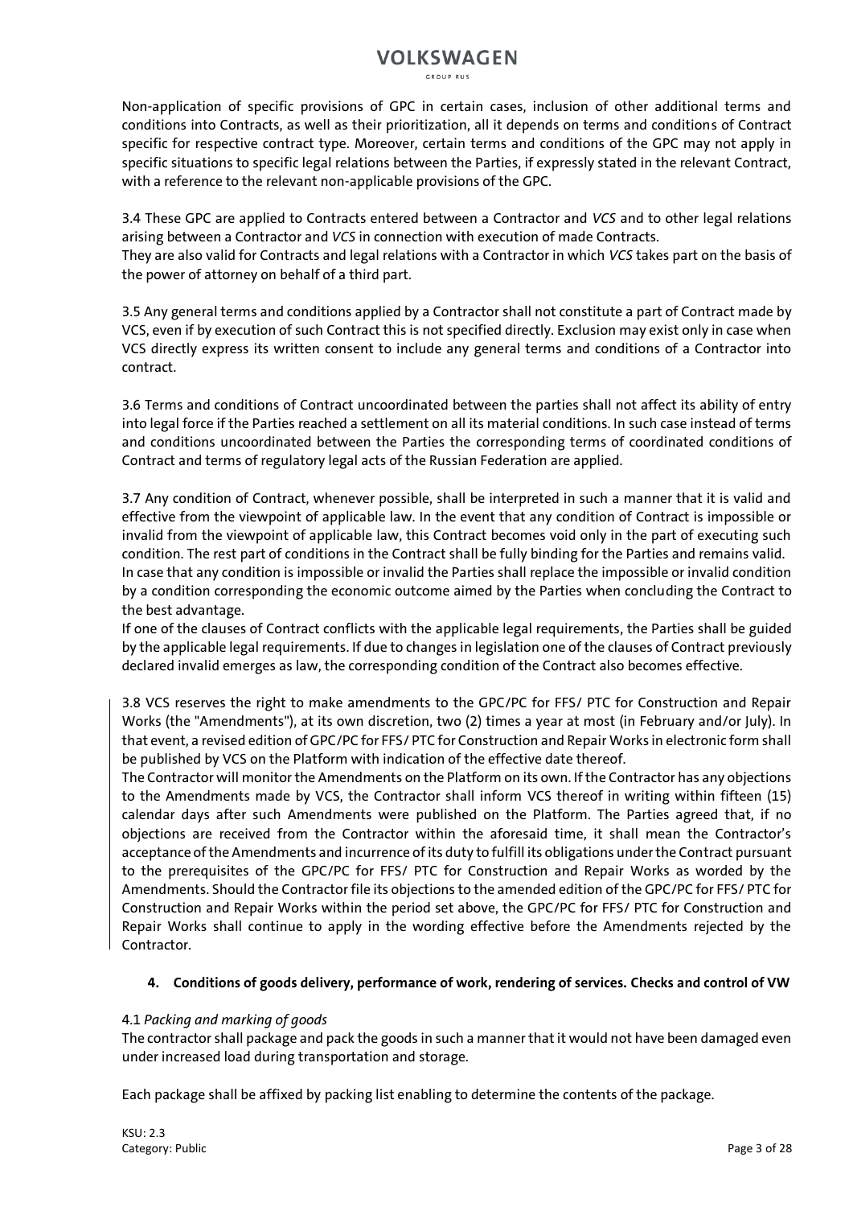Non-application of specific provisions of GPC in certain cases, inclusion of other additional terms and conditions into Contracts, as well as their prioritization, all it depends on terms and conditions of Contract specific for respective contract type. Moreover, certain terms and conditions of the GPC may not apply in specific situations to specific legal relations between the Parties, if expressly stated in the relevant Contract, with a reference to the relevant non-applicable provisions of the GPC.

3.4 These GPC are applied to Contracts entered between a Contractor and *VCS* and to other legal relations arising between a Contractor and *VCS* in connection with execution of made Contracts.
They are also valid for Contracts and legal relations with a Contractor in which *VCS* takes part on the basis of the power of attorney on behalf of a third part.

3.5 Any general terms and conditions applied by a Contractor shall not constitute a part of Contract made by VCS, even if by execution of such Contract this is not specified directly. Exclusion may exist only in case when VCS directly express its written consent to include any general terms and conditions of a Contractor into contract.

3.6 Terms and conditions of Contract uncoordinated between the parties shall not affect its ability of entry into legal force if the Parties reached a settlement on all its material conditions. In such case instead of terms and conditions uncoordinated between the Parties the corresponding terms of coordinated conditions of Contract and terms of regulatory legal acts of the Russian Federation are applied.

3.7 Any condition of Contract, whenever possible, shall be interpreted in such a manner that it is valid and effective from the viewpoint of applicable law. In the event that any condition of Contract is impossible or invalid from the viewpoint of applicable law, this Contract becomes void only in the part of executing such condition. The rest part of conditions in the Contract shall be fully binding for the Parties and remains valid.
In case that any condition is impossible or invalid the Parties shall replace the impossible or invalid condition by a condition corresponding the economic outcome aimed by the Parties when concluding the Contract to the best advantage.
If one of the clauses of Contract conflicts with the applicable legal requirements, the Parties shall be guided by the applicable legal requirements. If due to changes in legislation one of the clauses of Contract previously declared invalid emerges as law, the corresponding condition of the Contract also becomes effective.

3.8 VCS reserves the right to make amendments to the GPC/PC for FFS/ PTC for Construction and Repair Works (the "Amendments"), at its own discretion, two (2) times a year at most (in February and/or July). In that event, a revised edition of GPC/PC for FFS/ PTC for Construction and Repair Works in electronic form shall be published by VCS on the Platform with indication of the effective date thereof.
The Contractor will monitor the Amendments on the Platform on its own. If the Contractor has any objections to the Amendments made by VCS, the Contractor shall inform VCS thereof in writing within fifteen (15) calendar days after such Amendments were published on the Platform. The Parties agreed that, if no objections are received from the Contractor within the aforesaid time, it shall mean the Contractor's acceptance of the Amendments and incurrence of its duty to fulfill its obligations under the Contract pursuant to the prerequisites of the GPC/PC for FFS/ PTC for Construction and Repair Works as worded by the Amendments. Should the Contractor file its objections to the amended edition of the GPC/PC for FFS/ PTC for Construction and Repair Works within the period set above, the GPC/PC for FFS/ PTC for Construction and Repair Works shall continue to apply in the wording effective before the Amendments rejected by the Contractor.

## 4. Conditions of goods delivery, performance of work, rendering of services. Checks and control of VW

4.1 *Packing and marking of goods*
The contractor shall package and pack the goods in such a manner that it would not have been damaged even under increased load during transportation and storage.

Each package shall be affixed by packing list enabling to determine the contents of the package.

KSU: 2.3
Category: Public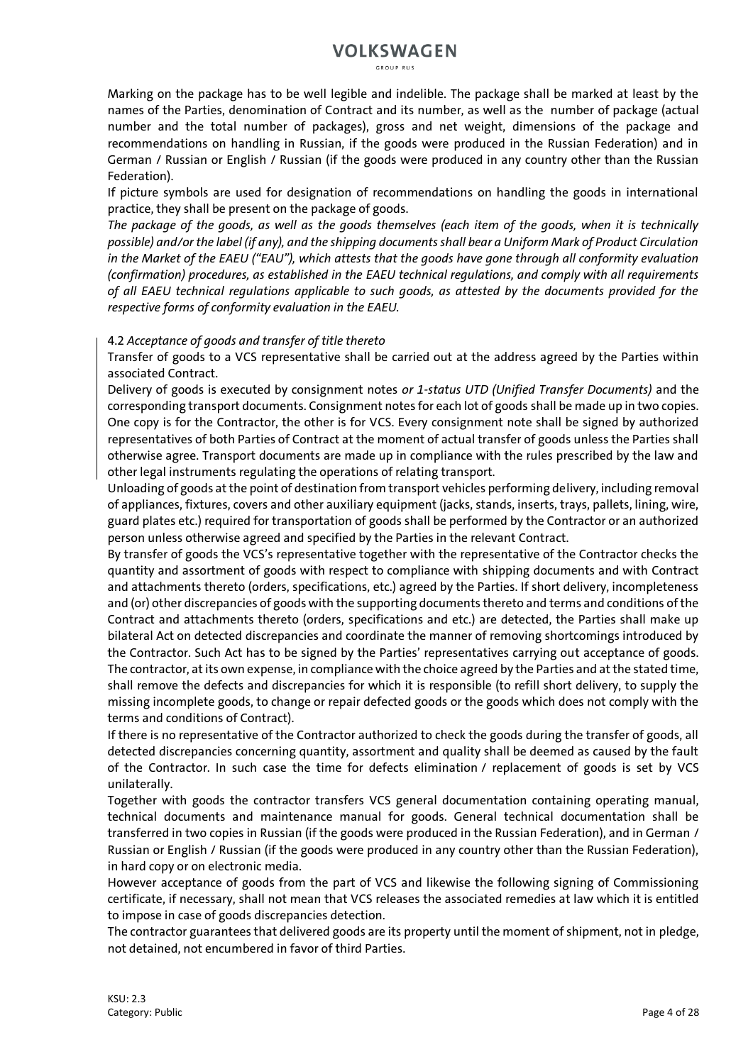Marking on the package has to be well legible and indelible. The package shall be marked at least by the names of the Parties, denomination of Contract and its number, as well as the number of package (actual number and the total number of packages), gross and net weight, dimensions of the package and recommendations on handling in Russian, if the goods were produced in the Russian Federation) and in German / Russian or English / Russian (if the goods were produced in any country other than the Russian Federation).

If picture symbols are used for designation of recommendations on handling the goods in international practice, they shall be present on the package of goods.

*The package of the goods, as well as the goods themselves (each item of the goods, when it is technically possible) and/or the label (if any), and the shipping documents shall bear a Uniform Mark of Product Circulation in the Market of the EAEU ("EAU"), which attests that the goods have gone through all conformity evaluation (confirmation) procedures, as established in the EAEU technical regulations, and comply with all requirements of all EAEU technical regulations applicable to such goods, as attested by the documents provided for the respective forms of conformity evaluation in the EAEU.*

4.2 *Acceptance of goods and transfer of title thereto*

Transfer of goods to a VCS representative shall be carried out at the address agreed by the Parties within associated Contract.

Delivery of goods is executed by consignment notes *or 1-status UTD (Unified Transfer Documents)* and the corresponding transport documents. Consignment notes for each lot of goods shall be made up in two copies. One copy is for the Contractor, the other is for VCS. Every consignment note shall be signed by authorized representatives of both Parties of Contract at the moment of actual transfer of goods unless the Parties shall otherwise agree. Transport documents are made up in compliance with the rules prescribed by the law and other legal instruments regulating the operations of relating transport.

Unloading of goods at the point of destination from transport vehicles performing delivery, including removal of appliances, fixtures, covers and other auxiliary equipment (jacks, stands, inserts, trays, pallets, lining, wire, guard plates etc.) required for transportation of goods shall be performed by the Contractor or an authorized person unless otherwise agreed and specified by the Parties in the relevant Contract.

By transfer of goods the VCS's representative together with the representative of the Contractor checks the quantity and assortment of goods with respect to compliance with shipping documents and with Contract and attachments thereto (orders, specifications, etc.) agreed by the Parties. If short delivery, incompleteness and (or) other discrepancies of goods with the supporting documents thereto and terms and conditions of the Contract and attachments thereto (orders, specifications and etc.) are detected, the Parties shall make up bilateral Act on detected discrepancies and coordinate the manner of removing shortcomings introduced by the Contractor. Such Act has to be signed by the Parties' representatives carrying out acceptance of goods. The contractor, at its own expense, in compliance with the choice agreed by the Parties and at the stated time, shall remove the defects and discrepancies for which it is responsible (to refill short delivery, to supply the missing incomplete goods, to change or repair defected goods or the goods which does not comply with the terms and conditions of Contract).

If there is no representative of the Contractor authorized to check the goods during the transfer of goods, all detected discrepancies concerning quantity, assortment and quality shall be deemed as caused by the fault of the Contractor. In such case the time for defects elimination / replacement of goods is set by VCS unilaterally.

Together with goods the contractor transfers VCS general documentation containing operating manual, technical documents and maintenance manual for goods. General technical documentation shall be transferred in two copies in Russian (if the goods were produced in the Russian Federation), and in German / Russian or English / Russian (if the goods were produced in any country other than the Russian Federation), in hard copy or on electronic media.

However acceptance of goods from the part of VCS and likewise the following signing of Commissioning certificate, if necessary, shall not mean that VCS releases the associated remedies at law which it is entitled to impose in case of goods discrepancies detection.

The contractor guarantees that delivered goods are its property until the moment of shipment, not in pledge, not detained, not encumbered in favor of third Parties.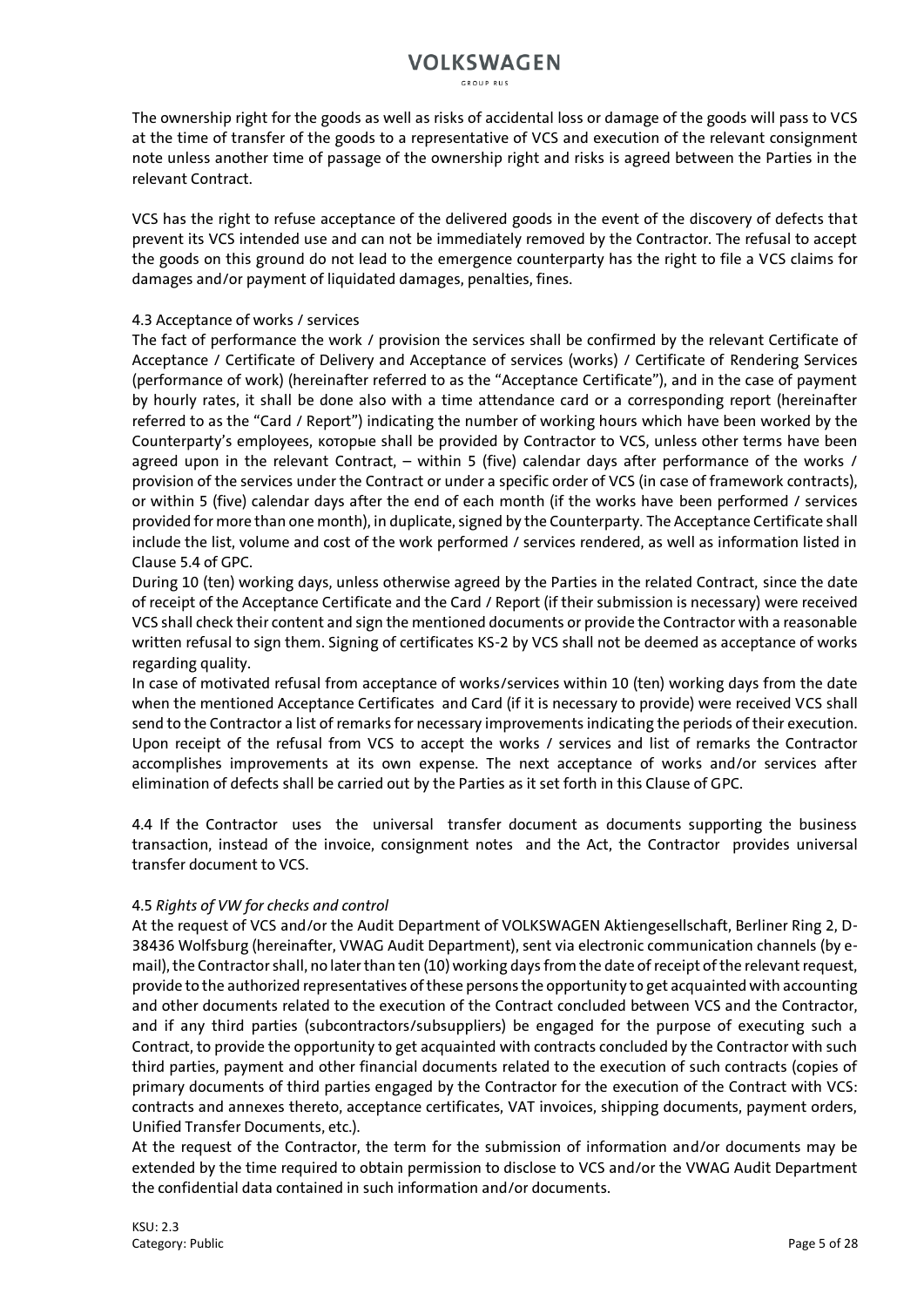The ownership right for the goods as well as risks of accidental loss or damage of the goods will pass to VCS at the time of transfer of the goods to a representative of VCS and execution of the relevant consignment note unless another time of passage of the ownership right and risks is agreed between the Parties in the relevant Contract.

VCS has the right to refuse acceptance of the delivered goods in the event of the discovery of defects that prevent its VCS intended use and can not be immediately removed by the Contractor. The refusal to accept the goods on this ground do not lead to the emergence counterparty has the right to file a VCS claims for damages and/or payment of liquidated damages, penalties, fines.

4.3 Acceptance of works / services

The fact of performance the work / provision the services shall be confirmed by the relevant Certificate of Acceptance / Certificate of Delivery and Acceptance of services (works) / Certificate of Rendering Services (performance of work) (hereinafter referred to as the "Acceptance Certificate"), and in the case of payment by hourly rates, it shall be done also with a time attendance card or a corresponding report (hereinafter referred to as the "Card / Report") indicating the number of working hours which have been worked by the Counterparty's employees, которые shall be provided by Contractor to VCS, unless other terms have been agreed upon in the relevant Contract, – within 5 (five) calendar days after performance of the works / provision of the services under the Contract or under a specific order of VCS (in case of framework contracts), or within 5 (five) calendar days after the end of each month (if the works have been performed / services provided for more than one month), in duplicate, signed by the Counterparty. The Acceptance Certificate shall include the list, volume and cost of the work performed / services rendered, as well as information listed in Clause 5.4 of GPC.

During 10 (ten) working days, unless otherwise agreed by the Parties in the related Contract, since the date of receipt of the Acceptance Certificate and the Card / Report (if their submission is necessary) were received VCS shall check their content and sign the mentioned documents or provide the Contractor with a reasonable written refusal to sign them. Signing of certificates KS-2 by VCS shall not be deemed as acceptance of works regarding quality.

In case of motivated refusal from acceptance of works/services within 10 (ten) working days from the date when the mentioned Acceptance Certificates and Card (if it is necessary to provide) were received VCS shall send to the Contractor a list of remarks for necessary improvements indicating the periods of their execution. Upon receipt of the refusal from VCS to accept the works / services and list of remarks the Contractor accomplishes improvements at its own expense. The next acceptance of works and/or services after elimination of defects shall be carried out by the Parties as it set forth in this Clause of GPC.

4.4 If the Contractor uses the universal transfer document as documents supporting the business transaction, instead of the invoice, consignment notes and the Act, the Contractor provides universal transfer document to VCS.

4.5 *Rights of VW for checks and control*

At the request of VCS and/or the Audit Department of VOLKSWAGEN Aktiengesellschaft, Berliner Ring 2, D-38436 Wolfsburg (hereinafter, VWAG Audit Department), sent via electronic communication channels (by e-mail), the Contractor shall, no later than ten (10) working days from the date of receipt of the relevant request, provide to the authorized representatives of these persons the opportunity to get acquainted with accounting and other documents related to the execution of the Contract concluded between VCS and the Contractor, and if any third parties (subcontractors/subsuppliers) be engaged for the purpose of executing such a Contract, to provide the opportunity to get acquainted with contracts concluded by the Contractor with such third parties, payment and other financial documents related to the execution of such contracts (copies of primary documents of third parties engaged by the Contractor for the execution of the Contract with VCS: contracts and annexes thereto, acceptance certificates, VAT invoices, shipping documents, payment orders, Unified Transfer Documents, etc.).

At the request of the Contractor, the term for the submission of information and/or documents may be extended by the time required to obtain permission to disclose to VCS and/or the VWAG Audit Department the confidential data contained in such information and/or documents.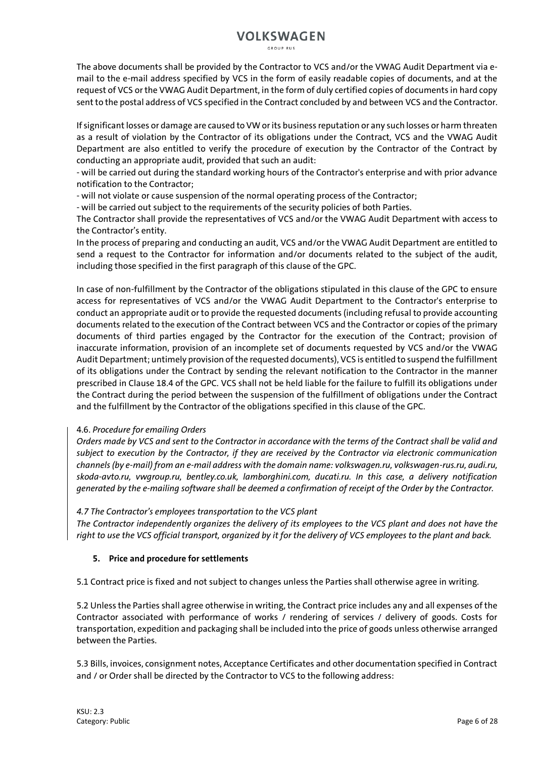The above documents shall be provided by the Contractor to VCS and/or the VWAG Audit Department via e-mail to the e-mail address specified by VCS in the form of easily readable copies of documents, and at the request of VCS or the VWAG Audit Department, in the form of duly certified copies of documents in hard copy sent to the postal address of VCS specified in the Contract concluded by and between VCS and the Contractor.

If significant losses or damage are caused to VW or its business reputation or any such losses or harm threaten as a result of violation by the Contractor of its obligations under the Contract, VCS and the VWAG Audit Department are also entitled to verify the procedure of execution by the Contractor of the Contract by conducting an appropriate audit, provided that such an audit:

- will be carried out during the standard working hours of the Contractor's enterprise and with prior advance notification to the Contractor;
- will not violate or cause suspension of the normal operating process of the Contractor;
- will be carried out subject to the requirements of the security policies of both Parties.

The Contractor shall provide the representatives of VCS and/or the VWAG Audit Department with access to the Contractor's entity.

In the process of preparing and conducting an audit, VCS and/or the VWAG Audit Department are entitled to send a request to the Contractor for information and/or documents related to the subject of the audit, including those specified in the first paragraph of this clause of the GPC.

In case of non-fulfillment by the Contractor of the obligations stipulated in this clause of the GPC to ensure access for representatives of VCS and/or the VWAG Audit Department to the Contractor's enterprise to conduct an appropriate audit or to provide the requested documents (including refusal to provide accounting documents related to the execution of the Contract between VCS and the Contractor or copies of the primary documents of third parties engaged by the Contractor for the execution of the Contract; provision of inaccurate information, provision of an incomplete set of documents requested by VCS and/or the VWAG Audit Department; untimely provision of the requested documents), VCS is entitled to suspend the fulfillment of its obligations under the Contract by sending the relevant notification to the Contractor in the manner prescribed in Clause 18.4 of the GPC. VCS shall not be held liable for the failure to fulfill its obligations under the Contract during the period between the suspension of the fulfillment of obligations under the Contract and the fulfillment by the Contractor of the obligations specified in this clause of the GPC.

4.6. *Procedure for emailing Orders*

*Orders made by VCS and sent to the Contractor in accordance with the terms of the Contract shall be valid and subject to execution by the Contractor, if they are received by the Contractor via electronic communication channels (by e-mail) from an e-mail address with the domain name: volkswagen.ru, volkswagen-rus.ru, audi.ru, skoda-avto.ru, vwgroup.ru, bentley.co.uk, lamborghini.com, ducati.ru. In this case, a delivery notification generated by the e-mailing software shall be deemed a confirmation of receipt of the Order by the Contractor.*

*4.7 The Contractor's employees transportation to the VCS plant*

*The Contractor independently organizes the delivery of its employees to the VCS plant and does not have the right to use the VCS official transport, organized by it for the delivery of VCS employees to the plant and back.*

## 5. Price and procedure for settlements

5.1 Contract price is fixed and not subject to changes unless the Parties shall otherwise agree in writing.

5.2 Unless the Parties shall agree otherwise in writing, the Contract price includes any and all expenses of the Contractor associated with performance of works / rendering of services / delivery of goods. Costs for transportation, expedition and packaging shall be included into the price of goods unless otherwise arranged between the Parties.

5.3 Bills, invoices, consignment notes, Acceptance Certificates and other documentation specified in Contract and / or Order shall be directed by the Contractor to VCS to the following address: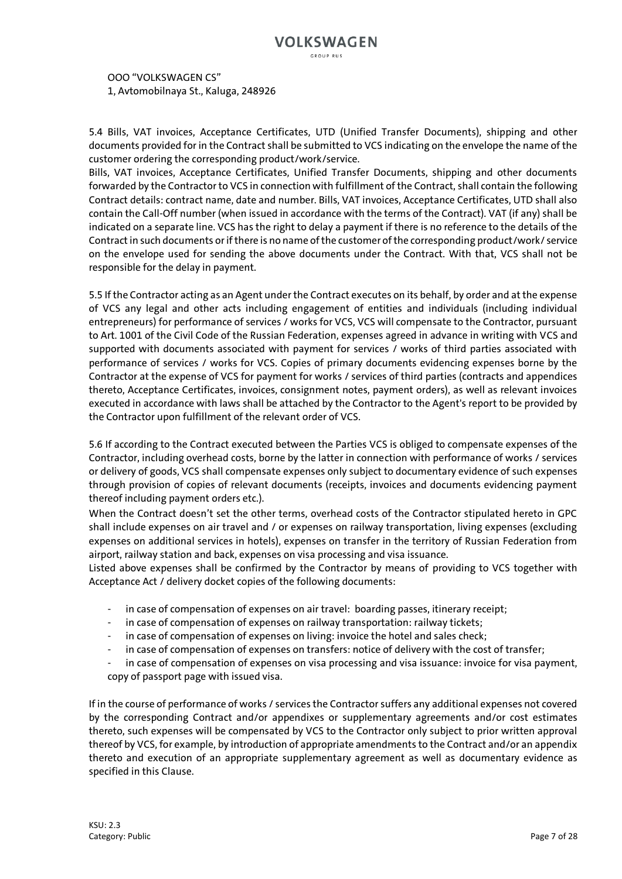OOO "VOLKSWAGEN CS"
1, Avtomobilnaya St., Kaluga, 248926

5.4 Bills, VAT invoices, Acceptance Certificates, UTD (Unified Transfer Documents), shipping and other documents provided for in the Contract shall be submitted to VCS indicating on the envelope the name of the customer ordering the corresponding product/work/service.
Bills, VAT invoices, Acceptance Certificates, Unified Transfer Documents, shipping and other documents forwarded by the Contractor to VCS in connection with fulfillment of the Contract, shall contain the following Contract details: contract name, date and number. Bills, VAT invoices, Acceptance Certificates, UTD shall also contain the Call-Off number (when issued in accordance with the terms of the Contract). VAT (if any) shall be indicated on a separate line. VCS has the right to delay a payment if there is no reference to the details of the Contract in such documents or if there is no name of the customer of the corresponding product/work/ service on the envelope used for sending the above documents under the Contract. With that, VCS shall not be responsible for the delay in payment.

5.5 If the Contractor acting as an Agent under the Contract executes on its behalf, by order and at the expense of VCS any legal and other acts including engagement of entities and individuals (including individual entrepreneurs) for performance of services / works for VCS, VCS will compensate to the Contractor, pursuant to Art. 1001 of the Civil Code of the Russian Federation, expenses agreed in advance in writing with VCS and supported with documents associated with payment for services / works of third parties associated with performance of services / works for VCS. Copies of primary documents evidencing expenses borne by the Contractor at the expense of VCS for payment for works / services of third parties (contracts and appendices thereto, Acceptance Certificates, invoices, consignment notes, payment orders), as well as relevant invoices executed in accordance with laws shall be attached by the Contractor to the Agent's report to be provided by the Contractor upon fulfillment of the relevant order of VCS.

5.6 If according to the Contract executed between the Parties VCS is obliged to compensate expenses of the Contractor, including overhead costs, borne by the latter in connection with performance of works / services or delivery of goods, VCS shall compensate expenses only subject to documentary evidence of such expenses through provision of copies of relevant documents (receipts, invoices and documents evidencing payment thereof including payment orders etc.).
When the Contract doesn't set the other terms, overhead costs of the Contractor stipulated hereto in GPC shall include expenses on air travel and / or expenses on railway transportation, living expenses (excluding expenses on additional services in hotels), expenses on transfer in the territory of Russian Federation from airport, railway station and back, expenses on visa processing and visa issuance.
Listed above expenses shall be confirmed by the Contractor by means of providing to VCS together with Acceptance Act / delivery docket copies of the following documents:

- in case of compensation of expenses on air travel: boarding passes, itinerary receipt;
- in case of compensation of expenses on railway transportation: railway tickets;
- in case of compensation of expenses on living: invoice the hotel and sales check;
- in case of compensation of expenses on transfers: notice of delivery with the cost of transfer;
- in case of compensation of expenses on visa processing and visa issuance: invoice for visa payment, copy of passport page with issued visa.

If in the course of performance of works / services the Contractor suffers any additional expenses not covered by the corresponding Contract and/or appendixes or supplementary agreements and/or cost estimates thereto, such expenses will be compensated by VCS to the Contractor only subject to prior written approval thereof by VCS, for example, by introduction of appropriate amendments to the Contract and/or an appendix thereto and execution of an appropriate supplementary agreement as well as documentary evidence as specified in this Clause.

KSU: 2.3
Category: Public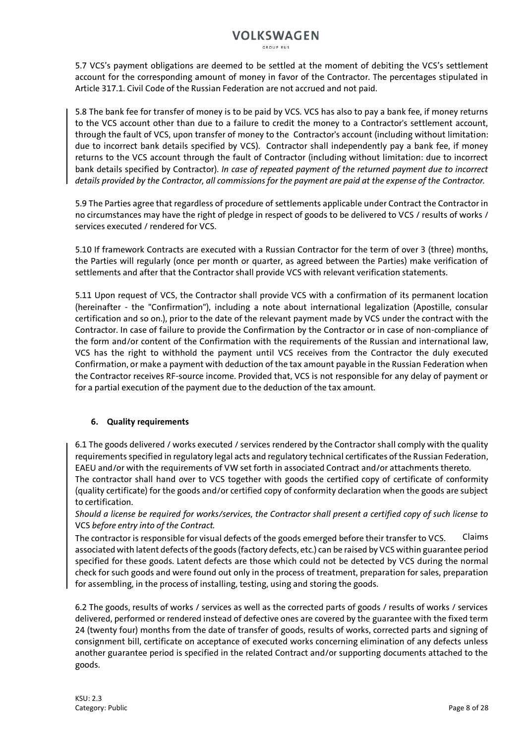5.7 VCS's payment obligations are deemed to be settled at the moment of debiting the VCS's settlement account for the corresponding amount of money in favor of the Contractor. The percentages stipulated in Article 317.1. Civil Code of the Russian Federation are not accrued and not paid.

5.8 The bank fee for transfer of money is to be paid by VCS. VCS has also to pay a bank fee, if money returns to the VCS account other than due to a failure to credit the money to a Contractor's settlement account, through the fault of VCS, upon transfer of money to the Contractor's account (including without limitation: due to incorrect bank details specified by VCS). Contractor shall independently pay a bank fee, if money returns to the VCS account through the fault of Contractor (including without limitation: due to incorrect bank details specified by Contractor). *In case of repeated payment of the returned payment due to incorrect details provided by the Contractor, all commissions for the payment are paid at the expense of the Contractor.*

5.9 The Parties agree that regardless of procedure of settlements applicable under Contract the Contractor in no circumstances may have the right of pledge in respect of goods to be delivered to VCS / results of works / services executed / rendered for VCS.

5.10 If framework Contracts are executed with a Russian Contractor for the term of over 3 (three) months, the Parties will regularly (once per month or quarter, as agreed between the Parties) make verification of settlements and after that the Contractor shall provide VCS with relevant verification statements.

5.11 Upon request of VCS, the Contractor shall provide VCS with a confirmation of its permanent location (hereinafter - the "Confirmation"), including a note about international legalization (Apostille, consular certification and so on.), prior to the date of the relevant payment made by VCS under the contract with the Contractor. In case of failure to provide the Confirmation by the Contractor or in case of non-compliance of the form and/or content of the Confirmation with the requirements of the Russian and international law, VCS has the right to withhold the payment until VCS receives from the Contractor the duly executed Confirmation, or make a payment with deduction of the tax amount payable in the Russian Federation when the Contractor receives RF-source income. Provided that, VCS is not responsible for any delay of payment or for a partial execution of the payment due to the deduction of the tax amount.

## 6. Quality requirements

6.1 The goods delivered / works executed / services rendered by the Contractor shall comply with the quality requirements specified in regulatory legal acts and regulatory technical certificates of the Russian Federation, EAEU and/or with the requirements of VW set forth in associated Contract and/or attachments thereto.
The contractor shall hand over to VCS together with goods the certified copy of certificate of conformity (quality certificate) for the goods and/or certified copy of conformity declaration when the goods are subject to certification.
*Should a license be required for works/services, the Contractor shall present a certified copy of such license to* VCS *before entry into of the Contract.*
The contractor is responsible for visual defects of the goods emerged before their transfer to VCS. Claims associated with latent defects of the goods (factory defects, etc.) can be raised by VCS within guarantee period specified for these goods. Latent defects are those which could not be detected by VCS during the normal check for such goods and were found out only in the process of treatment, preparation for sales, preparation for assembling, in the process of installing, testing, using and storing the goods.

6.2 The goods, results of works / services as well as the corrected parts of goods / results of works / services delivered, performed or rendered instead of defective ones are covered by the guarantee with the fixed term 24 (twenty four) months from the date of transfer of goods, results of works, corrected parts and signing of consignment bill, certificate on acceptance of executed works concerning elimination of any defects unless another guarantee period is specified in the related Contract and/or supporting documents attached to the goods.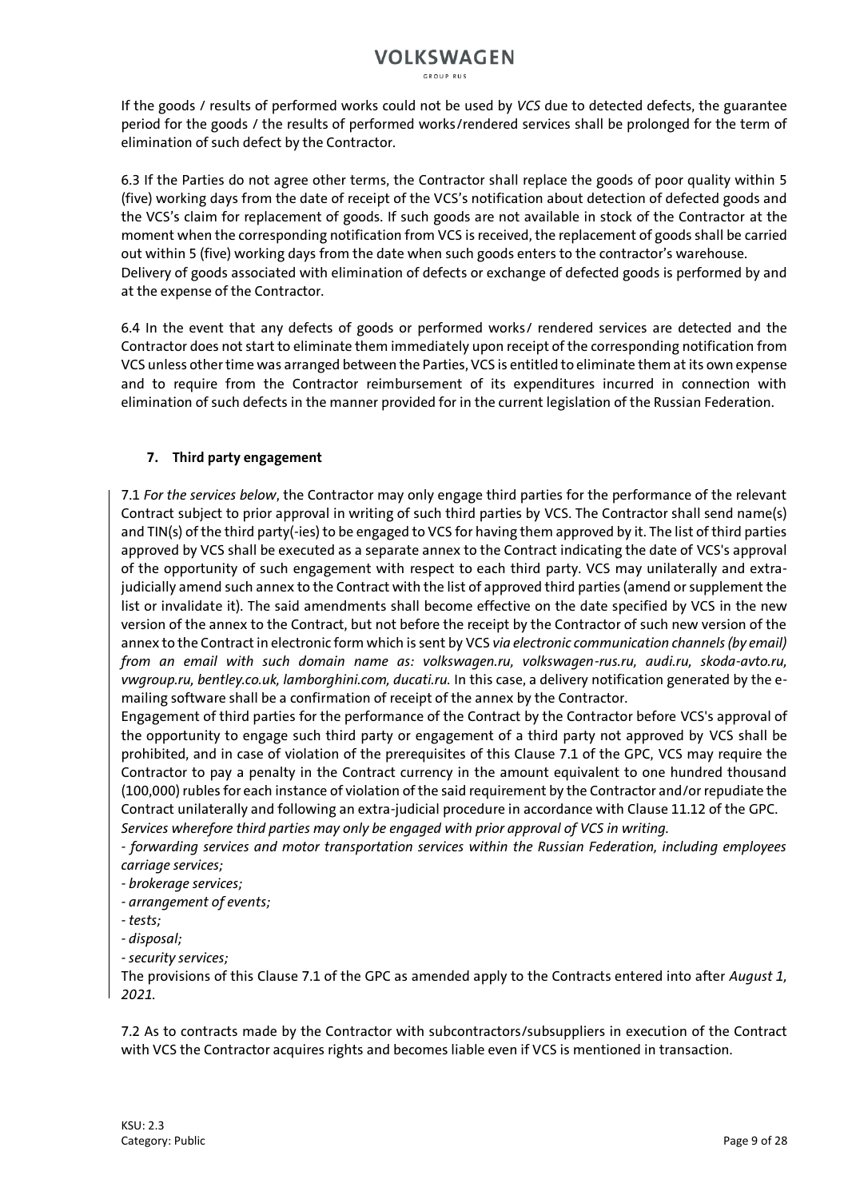If the goods / results of performed works could not be used by *VCS* due to detected defects, the guarantee period for the goods / the results of performed works/rendered services shall be prolonged for the term of elimination of such defect by the Contractor.

6.3 If the Parties do not agree other terms, the Contractor shall replace the goods of poor quality within 5 (five) working days from the date of receipt of the VCS's notification about detection of defected goods and the VCS's claim for replacement of goods. If such goods are not available in stock of the Contractor at the moment when the corresponding notification from VCS is received, the replacement of goods shall be carried out within 5 (five) working days from the date when such goods enters to the contractor's warehouse.
Delivery of goods associated with elimination of defects or exchange of defected goods is performed by and at the expense of the Contractor.

6.4 In the event that any defects of goods or performed works/ rendered services are detected and the Contractor does not start to eliminate them immediately upon receipt of the corresponding notification from VCS unless other time was arranged between the Parties, VCS is entitled to eliminate them at its own expense and to require from the Contractor reimbursement of its expenditures incurred in connection with elimination of such defects in the manner provided for in the current legislation of the Russian Federation.

## 7. Third party engagement

7.1 *For the services below*, the Contractor may only engage third parties for the performance of the relevant Contract subject to prior approval in writing of such third parties by VCS. The Contractor shall send name(s) and TIN(s) of the third party(-ies) to be engaged to VCS for having them approved by it. The list of third parties approved by VCS shall be executed as a separate annex to the Contract indicating the date of VCS's approval of the opportunity of such engagement with respect to each third party. VCS may unilaterally and extra-judicially amend such annex to the Contract with the list of approved third parties (amend or supplement the list or invalidate it). The said amendments shall become effective on the date specified by VCS in the new version of the annex to the Contract, but not before the receipt by the Contractor of such new version of the annex to the Contract in electronic form which is sent by VCS *via electronic communication channels (by email) from an email with such domain name as: volkswagen.ru, volkswagen-rus.ru, audi.ru, skoda-avto.ru, vwgroup.ru, bentley.co.uk, lamborghini.com, ducati.ru.* In this case, a delivery notification generated by the e-mailing software shall be a confirmation of receipt of the annex by the Contractor.
Engagement of third parties for the performance of the Contract by the Contractor before VCS's approval of the opportunity to engage such third party or engagement of a third party not approved by VCS shall be prohibited, and in case of violation of the prerequisites of this Clause 7.1 of the GPC, VCS may require the Contractor to pay a penalty in the Contract currency in the amount equivalent to one hundred thousand (100,000) rubles for each instance of violation of the said requirement by the Contractor and/or repudiate the Contract unilaterally and following an extra-judicial procedure in accordance with Clause 11.12 of the GPC.
*Services wherefore third parties may only be engaged with prior approval of VCS in writing.*

- *forwarding services and motor transportation services within the Russian Federation, including employees carriage services;*
- *brokerage services;*
- *arrangement of events;*
- *tests;*
- *disposal;*
- *security services;*

The provisions of this Clause 7.1 of the GPC as amended apply to the Contracts entered into after *August 1, 2021.*

7.2 As to contracts made by the Contractor with subcontractors/subsuppliers in execution of the Contract with VCS the Contractor acquires rights and becomes liable even if VCS is mentioned in transaction.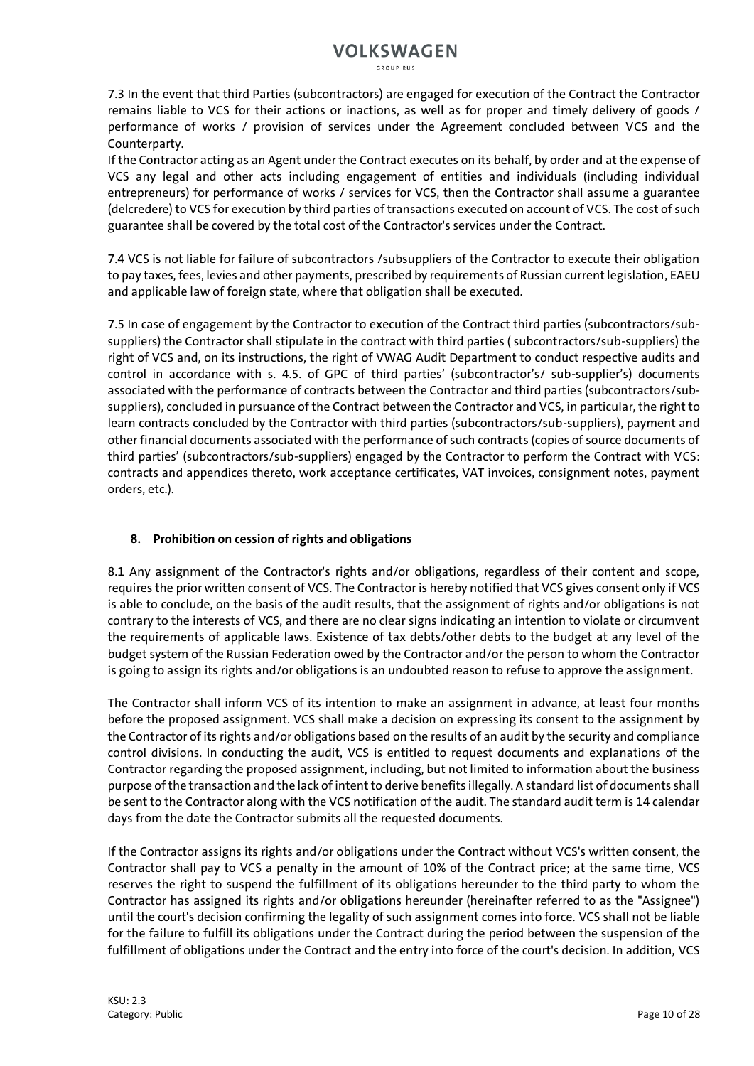7.3 In the event that third Parties (subcontractors) are engaged for execution of the Contract the Contractor remains liable to VCS for their actions or inactions, as well as for proper and timely delivery of goods / performance of works / provision of services under the Agreement concluded between VCS and the Counterparty.

If the Contractor acting as an Agent under the Contract executes on its behalf, by order and at the expense of VCS any legal and other acts including engagement of entities and individuals (including individual entrepreneurs) for performance of works / services for VCS, then the Contractor shall assume a guarantee (delcredere) to VCS for execution by third parties of transactions executed on account of VCS. The cost of such guarantee shall be covered by the total cost of the Contractor's services under the Contract.

7.4 VCS is not liable for failure of subcontractors /subsuppliers of the Contractor to execute their obligation to pay taxes, fees, levies and other payments, prescribed by requirements of Russian current legislation, EAEU and applicable law of foreign state, where that obligation shall be executed.

7.5 In case of engagement by the Contractor to execution of the Contract third parties (subcontractors/sub-suppliers) the Contractor shall stipulate in the contract with third parties ( subcontractors/sub-suppliers) the right of VCS and, on its instructions, the right of VWAG Audit Department to conduct respective audits and control in accordance with s. 4.5. of GPC of third parties' (subcontractor's/ sub-supplier's) documents associated with the performance of contracts between the Contractor and third parties (subcontractors/sub-suppliers), concluded in pursuance of the Contract between the Contractor and VCS, in particular, the right to learn contracts concluded by the Contractor with third parties (subcontractors/sub-suppliers), payment and other financial documents associated with the performance of such contracts (copies of source documents of third parties' (subcontractors/sub-suppliers) engaged by the Contractor to perform the Contract with VCS: contracts and appendices thereto, work acceptance certificates, VAT invoices, consignment notes, payment orders, etc.).

## 8. Prohibition on cession of rights and obligations

8.1 Any assignment of the Contractor's rights and/or obligations, regardless of their content and scope, requires the prior written consent of VCS. The Contractor is hereby notified that VCS gives consent only if VCS is able to conclude, on the basis of the audit results, that the assignment of rights and/or obligations is not contrary to the interests of VCS, and there are no clear signs indicating an intention to violate or circumvent the requirements of applicable laws. Existence of tax debts/other debts to the budget at any level of the budget system of the Russian Federation owed by the Contractor and/or the person to whom the Contractor is going to assign its rights and/or obligations is an undoubted reason to refuse to approve the assignment.

The Contractor shall inform VCS of its intention to make an assignment in advance, at least four months before the proposed assignment. VCS shall make a decision on expressing its consent to the assignment by the Contractor of its rights and/or obligations based on the results of an audit by the security and compliance control divisions. In conducting the audit, VCS is entitled to request documents and explanations of the Contractor regarding the proposed assignment, including, but not limited to information about the business purpose of the transaction and the lack of intent to derive benefits illegally. A standard list of documents shall be sent to the Contractor along with the VCS notification of the audit. The standard audit term is 14 calendar days from the date the Contractor submits all the requested documents.

If the Contractor assigns its rights and/or obligations under the Contract without VCS's written consent, the Contractor shall pay to VCS a penalty in the amount of 10% of the Contract price; at the same time, VCS reserves the right to suspend the fulfillment of its obligations hereunder to the third party to whom the Contractor has assigned its rights and/or obligations hereunder (hereinafter referred to as the "Assignee") until the court's decision confirming the legality of such assignment comes into force. VCS shall not be liable for the failure to fulfill its obligations under the Contract during the period between the suspension of the fulfillment of obligations under the Contract and the entry into force of the court's decision. In addition, VCS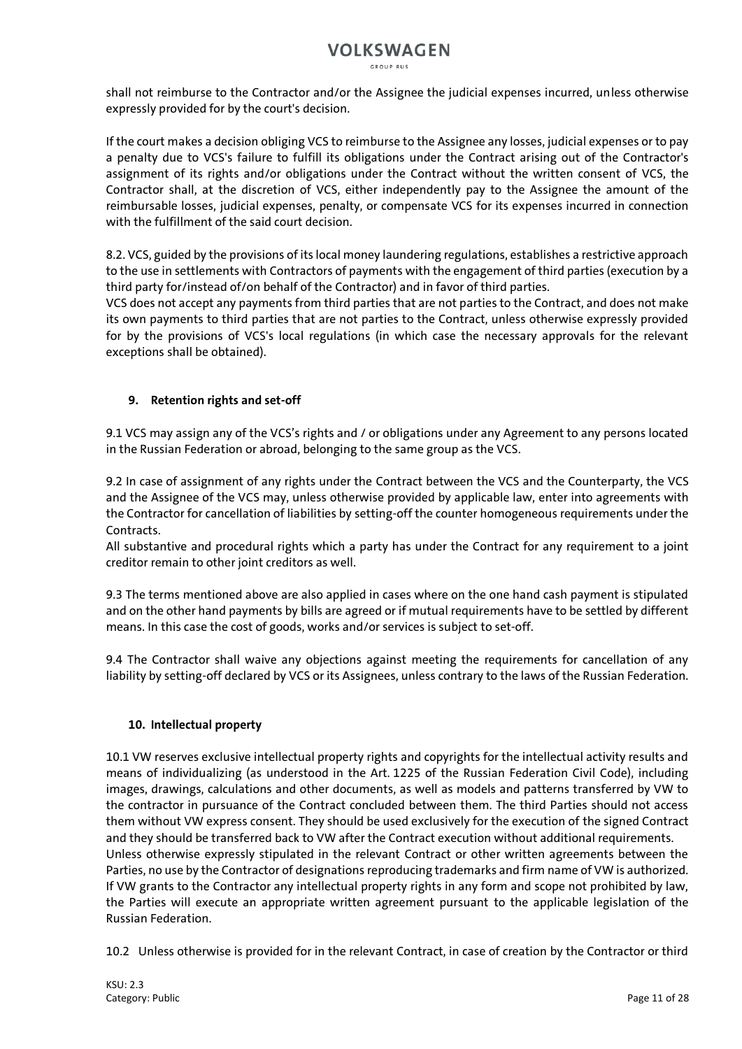shall not reimburse to the Contractor and/or the Assignee the judicial expenses incurred, unless otherwise expressly provided for by the court's decision.

If the court makes a decision obliging VCS to reimburse to the Assignee any losses, judicial expenses or to pay a penalty due to VCS's failure to fulfill its obligations under the Contract arising out of the Contractor's assignment of its rights and/or obligations under the Contract without the written consent of VCS, the Contractor shall, at the discretion of VCS, either independently pay to the Assignee the amount of the reimbursable losses, judicial expenses, penalty, or compensate VCS for its expenses incurred in connection with the fulfillment of the said court decision.

8.2. VCS, guided by the provisions of its local money laundering regulations, establishes a restrictive approach to the use in settlements with Contractors of payments with the engagement of third parties (execution by a third party for/instead of/on behalf of the Contractor) and in favor of third parties.
VCS does not accept any payments from third parties that are not parties to the Contract, and does not make its own payments to third parties that are not parties to the Contract, unless otherwise expressly provided for by the provisions of VCS's local regulations (in which case the necessary approvals for the relevant exceptions shall be obtained).

## 9. Retention rights and set-off

9.1 VCS may assign any of the VCS's rights and / or obligations under any Agreement to any persons located in the Russian Federation or abroad, belonging to the same group as the VCS.

9.2 In case of assignment of any rights under the Contract between the VCS and the Counterparty, the VCS and the Assignee of the VCS may, unless otherwise provided by applicable law, enter into agreements with the Contractor for cancellation of liabilities by setting-off the counter homogeneous requirements under the Contracts.
All substantive and procedural rights which a party has under the Contract for any requirement to a joint creditor remain to other joint creditors as well.

9.3 The terms mentioned above are also applied in cases where on the one hand cash payment is stipulated and on the other hand payments by bills are agreed or if mutual requirements have to be settled by different means. In this case the cost of goods, works and/or services is subject to set-off.

9.4 The Contractor shall waive any objections against meeting the requirements for cancellation of any liability by setting-off declared by VCS or its Assignees, unless contrary to the laws of the Russian Federation.

## 10. Intellectual property

10.1 VW reserves exclusive intellectual property rights and copyrights for the intellectual activity results and means of individualizing (as understood in the Art. 1225 of the Russian Federation Civil Code), including images, drawings, calculations and other documents, as well as models and patterns transferred by VW to the contractor in pursuance of the Contract concluded between them. The third Parties should not access them without VW express consent. They should be used exclusively for the execution of the signed Contract and they should be transferred back to VW after the Contract execution without additional requirements.
Unless otherwise expressly stipulated in the relevant Contract or other written agreements between the Parties, no use by the Contractor of designations reproducing trademarks and firm name of VW is authorized. If VW grants to the Contractor any intellectual property rights in any form and scope not prohibited by law, the Parties will execute an appropriate written agreement pursuant to the applicable legislation of the Russian Federation.

10.2 Unless otherwise is provided for in the relevant Contract, in case of creation by the Contractor or third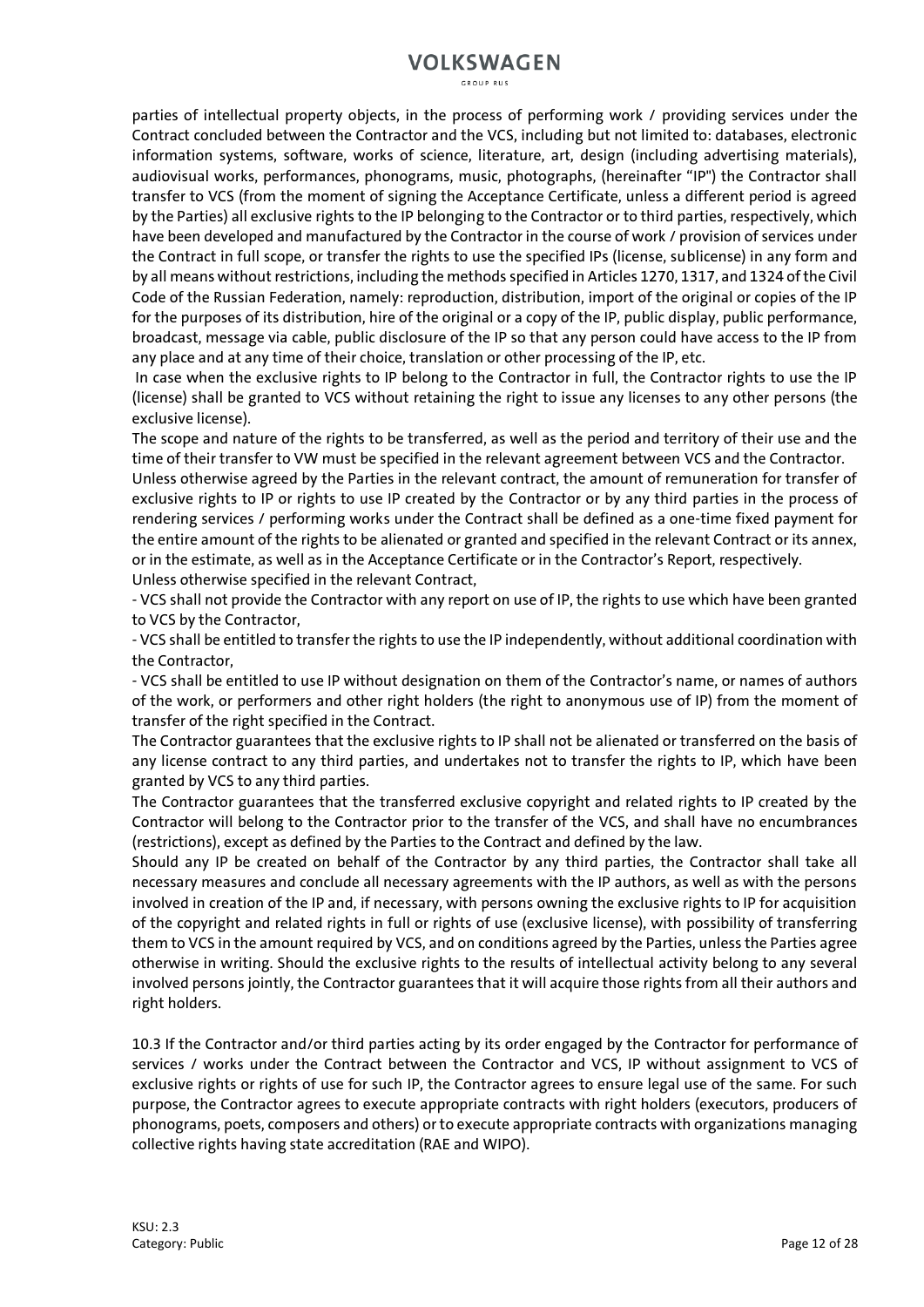parties of intellectual property objects, in the process of performing work / providing services under the Contract concluded between the Contractor and the VCS, including but not limited to: databases, electronic information systems, software, works of science, literature, art, design (including advertising materials), audiovisual works, performances, phonograms, music, photographs, (hereinafter "IP") the Contractor shall transfer to VCS (from the moment of signing the Acceptance Certificate, unless a different period is agreed by the Parties) all exclusive rights to the IP belonging to the Contractor or to third parties, respectively, which have been developed and manufactured by the Contractor in the course of work / provision of services under the Contract in full scope, or transfer the rights to use the specified IPs (license, sublicense) in any form and by all means without restrictions, including the methods specified in Articles 1270, 1317, and 1324 of the Civil Code of the Russian Federation, namely: reproduction, distribution, import of the original or copies of the IP for the purposes of its distribution, hire of the original or a copy of the IP, public display, public performance, broadcast, message via cable, public disclosure of the IP so that any person could have access to the IP from any place and at any time of their choice, translation or other processing of the IP, etc.

In case when the exclusive rights to IP belong to the Contractor in full, the Contractor rights to use the IP (license) shall be granted to VCS without retaining the right to issue any licenses to any other persons (the exclusive license).

The scope and nature of the rights to be transferred, as well as the period and territory of their use and the time of their transfer to VW must be specified in the relevant agreement between VCS and the Contractor.

Unless otherwise agreed by the Parties in the relevant contract, the amount of remuneration for transfer of exclusive rights to IP or rights to use IP created by the Contractor or by any third parties in the process of rendering services / performing works under the Contract shall be defined as a one-time fixed payment for the entire amount of the rights to be alienated or granted and specified in the relevant Contract or its annex, or in the estimate, as well as in the Acceptance Certificate or in the Contractor's Report, respectively.

Unless otherwise specified in the relevant Contract,

- VCS shall not provide the Contractor with any report on use of IP, the rights to use which have been granted to VCS by the Contractor,
- VCS shall be entitled to transfer the rights to use the IP independently, without additional coordination with the Contractor,
- VCS shall be entitled to use IP without designation on them of the Contractor's name, or names of authors of the work, or performers and other right holders (the right to anonymous use of IP) from the moment of transfer of the right specified in the Contract.

The Contractor guarantees that the exclusive rights to IP shall not be alienated or transferred on the basis of any license contract to any third parties, and undertakes not to transfer the rights to IP, which have been granted by VCS to any third parties.

The Contractor guarantees that the transferred exclusive copyright and related rights to IP created by the Contractor will belong to the Contractor prior to the transfer of the VCS, and shall have no encumbrances (restrictions), except as defined by the Parties to the Contract and defined by the law.

Should any IP be created on behalf of the Contractor by any third parties, the Contractor shall take all necessary measures and conclude all necessary agreements with the IP authors, as well as with the persons involved in creation of the IP and, if necessary, with persons owning the exclusive rights to IP for acquisition of the copyright and related rights in full or rights of use (exclusive license), with possibility of transferring them to VCS in the amount required by VCS, and on conditions agreed by the Parties, unless the Parties agree otherwise in writing. Should the exclusive rights to the results of intellectual activity belong to any several involved persons jointly, the Contractor guarantees that it will acquire those rights from all their authors and right holders.

10.3 If the Contractor and/or third parties acting by its order engaged by the Contractor for performance of services / works under the Contract between the Contractor and VCS, IP without assignment to VCS of exclusive rights or rights of use for such IP, the Contractor agrees to ensure legal use of the same. For such purpose, the Contractor agrees to execute appropriate contracts with right holders (executors, producers of phonograms, poets, composers and others) or to execute appropriate contracts with organizations managing collective rights having state accreditation (RAE and WIPO).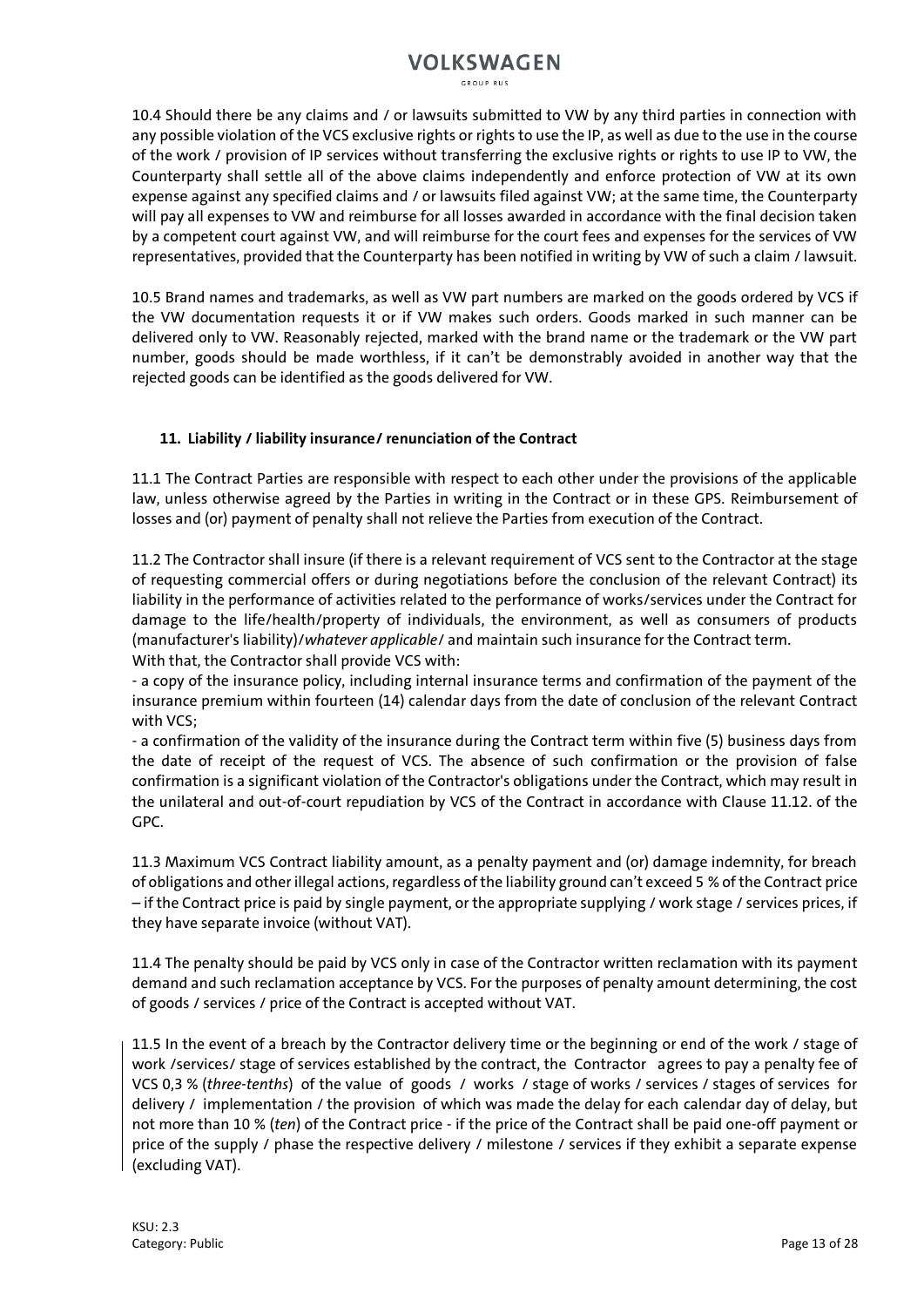10.4 Should there be any claims and / or lawsuits submitted to VW by any third parties in connection with any possible violation of the VCS exclusive rights or rights to use the IP, as well as due to the use in the course of the work / provision of IP services without transferring the exclusive rights or rights to use IP to VW, the Counterparty shall settle all of the above claims independently and enforce protection of VW at its own expense against any specified claims and / or lawsuits filed against VW; at the same time, the Counterparty will pay all expenses to VW and reimburse for all losses awarded in accordance with the final decision taken by a competent court against VW, and will reimburse for the court fees and expenses for the services of VW representatives, provided that the Counterparty has been notified in writing by VW of such a claim / lawsuit.

10.5 Brand names and trademarks, as well as VW part numbers are marked on the goods ordered by VCS if the VW documentation requests it or if VW makes such orders. Goods marked in such manner can be delivered only to VW. Reasonably rejected, marked with the brand name or the trademark or the VW part number, goods should be made worthless, if it can't be demonstrably avoided in another way that the rejected goods can be identified as the goods delivered for VW.

## 11. Liability / liability insurance/ renunciation of the Contract

11.1 The Contract Parties are responsible with respect to each other under the provisions of the applicable law, unless otherwise agreed by the Parties in writing in the Contract or in these GPS. Reimbursement of losses and (or) payment of penalty shall not relieve the Parties from execution of the Contract.

11.2 The Contractor shall insure (if there is a relevant requirement of VCS sent to the Contractor at the stage of requesting commercial offers or during negotiations before the conclusion of the relevant Contract) its liability in the performance of activities related to the performance of works/services under the Contract for damage to the life/health/property of individuals, the environment, as well as consumers of products (manufacturer's liability)/*whatever applicable*/ and maintain such insurance for the Contract term.
With that, the Contractor shall provide VCS with:
- a copy of the insurance policy, including internal insurance terms and confirmation of the payment of the insurance premium within fourteen (14) calendar days from the date of conclusion of the relevant Contract with VCS;
- a confirmation of the validity of the insurance during the Contract term within five (5) business days from the date of receipt of the request of VCS. The absence of such confirmation or the provision of false confirmation is a significant violation of the Contractor's obligations under the Contract, which may result in the unilateral and out-of-court repudiation by VCS of the Contract in accordance with Clause 11.12. of the GPC.

11.3 Maximum VCS Contract liability amount, as a penalty payment and (or) damage indemnity, for breach of obligations and other illegal actions, regardless of the liability ground can't exceed 5 % of the Contract price – if the Contract price is paid by single payment, or the appropriate supplying / work stage / services prices, if they have separate invoice (without VAT).

11.4 The penalty should be paid by VCS only in case of the Contractor written reclamation with its payment demand and such reclamation acceptance by VCS. For the purposes of penalty amount determining, the cost of goods / services / price of the Contract is accepted without VAT.

11.5 In the event of a breach by the Contractor delivery time or the beginning or end of the work / stage of work /services/ stage of services established by the contract, the Contractor agrees to pay a penalty fee of VCS 0,3 % (*three-tenths*) of the value of goods / works / stage of works / services / stages of services for delivery / implementation / the provision of which was made the delay for each calendar day of delay, but not more than 10 % (*ten*) of the Contract price - if the price of the Contract shall be paid one-off payment or price of the supply / phase the respective delivery / milestone / services if they exhibit a separate expense (excluding VAT).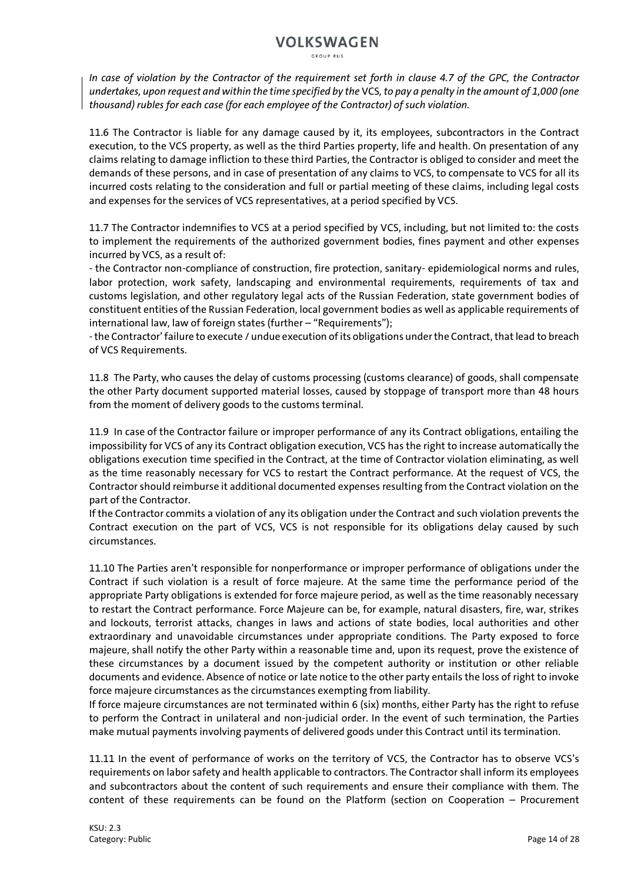*In case of violation by the Contractor of the requirement set forth in clause 4.7 of the GPC, the Contractor undertakes, upon request and within the time specified by the* VCS*, to pay a penalty in the amount of 1,000 (one thousand) rubles for each case (for each employee of the Contractor) of such violation.*

11.6 The Contractor is liable for any damage caused by it, its employees, subcontractors in the Contract execution, to the VCS property, as well as the third Parties property, life and health. On presentation of any claims relating to damage infliction to these third Parties, the Contractor is obliged to consider and meet the demands of these persons, and in case of presentation of any claims to VCS, to compensate to VCS for all its incurred costs relating to the consideration and full or partial meeting of these claims, including legal costs and expenses for the services of VCS representatives, at a period specified by VCS.

11.7 The Contractor indemnifies to VCS at a period specified by VCS, including, but not limited to: the costs to implement the requirements of the authorized government bodies, fines payment and other expenses incurred by VCS, as a result of:

- the Contractor non-compliance of construction, fire protection, sanitary- epidemiological norms and rules, labor protection, work safety, landscaping and environmental requirements, requirements of tax and customs legislation, and other regulatory legal acts of the Russian Federation, state government bodies of constituent entities of the Russian Federation, local government bodies as well as applicable requirements of international law, law of foreign states (further – "Requirements");
- the Contractor' failure to execute / undue execution of its obligations under the Contract, that lead to breach of VCS Requirements.

11.8 The Party, who causes the delay of customs processing (customs clearance) of goods, shall compensate the other Party document supported material losses, caused by stoppage of transport more than 48 hours from the moment of delivery goods to the customs terminal.

11.9 In case of the Contractor failure or improper performance of any its Contract obligations, entailing the impossibility for VCS of any its Contract obligation execution, VCS has the right to increase automatically the obligations execution time specified in the Contract, at the time of Contractor violation eliminating, as well as the time reasonably necessary for VCS to restart the Contract performance. At the request of VCS, the Contractor should reimburse it additional documented expenses resulting from the Contract violation on the part of the Contractor.

If the Contractor commits a violation of any its obligation under the Contract and such violation prevents the Contract execution on the part of VCS, VCS is not responsible for its obligations delay caused by such circumstances.

11.10 The Parties aren't responsible for nonperformance or improper performance of obligations under the Contract if such violation is a result of force majeure. At the same time the performance period of the appropriate Party obligations is extended for force majeure period, as well as the time reasonably necessary to restart the Contract performance. Force Majeure can be, for example, natural disasters, fire, war, strikes and lockouts, terrorist attacks, changes in laws and actions of state bodies, local authorities and other extraordinary and unavoidable circumstances under appropriate conditions. The Party exposed to force majeure, shall notify the other Party within a reasonable time and, upon its request, prove the existence of these circumstances by a document issued by the competent authority or institution or other reliable documents and evidence. Absence of notice or late notice to the other party entails the loss of right to invoke force majeure circumstances as the circumstances exempting from liability.

If force majeure circumstances are not terminated within 6 (six) months, either Party has the right to refuse to perform the Contract in unilateral and non-judicial order. In the event of such termination, the Parties make mutual payments involving payments of delivered goods under this Contract until its termination.

11.11 In the event of performance of works on the territory of VCS, the Contractor has to observe VCS's requirements on labor safety and health applicable to contractors. The Contractor shall inform its employees and subcontractors about the content of such requirements and ensure their compliance with them. The content of these requirements can be found on the Platform (section on Cooperation – Procurement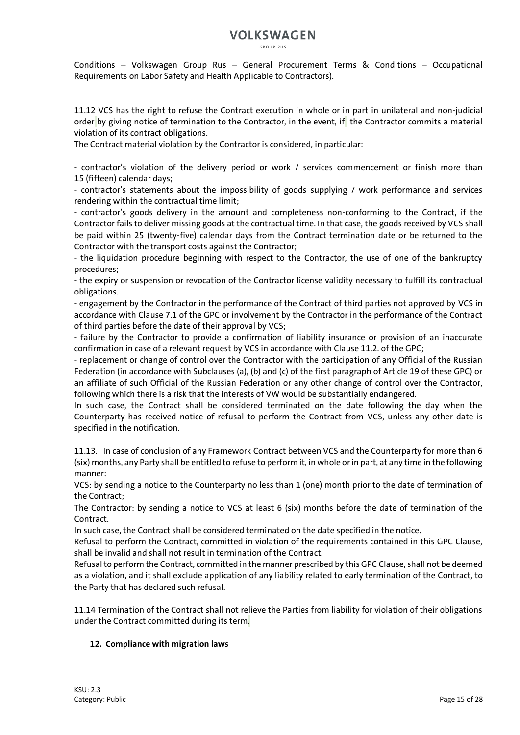Conditions – Volkswagen Group Rus – General Procurement Terms & Conditions – Occupational Requirements on Labor Safety and Health Applicable to Contractors).

11.12 VCS has the right to refuse the Contract execution in whole or in part in unilateral and non-judicial order by giving notice of termination to the Contractor, in the event, if the Contractor commits a material violation of its contract obligations.
The Contract material violation by the Contractor is considered, in particular:

- contractor's violation of the delivery period or work / services commencement or finish more than 15 (fifteen) calendar days;
- contractor's statements about the impossibility of goods supplying / work performance and services rendering within the contractual time limit;
- contractor's goods delivery in the amount and completeness non-conforming to the Contract, if the Contractor fails to deliver missing goods at the contractual time. In that case, the goods received by VCS shall be paid within 25 (twenty-five) calendar days from the Contract termination date or be returned to the Contractor with the transport costs against the Contractor;
- the liquidation procedure beginning with respect to the Contractor, the use of one of the bankruptcy procedures;
- the expiry or suspension or revocation of the Contractor license validity necessary to fulfill its contractual obligations.
- engagement by the Contractor in the performance of the Contract of third parties not approved by VCS in accordance with Clause 7.1 of the GPC or involvement by the Contractor in the performance of the Contract of third parties before the date of their approval by VCS;
- failure by the Contractor to provide a confirmation of liability insurance or provision of an inaccurate confirmation in case of a relevant request by VCS in accordance with Clause 11.2. of the GPC;
- replacement or change of control over the Contractor with the participation of any Official of the Russian Federation (in accordance with Subclauses (a), (b) and (c) of the first paragraph of Article 19 of these GPC) or an affiliate of such Official of the Russian Federation or any other change of control over the Contractor, following which there is a risk that the interests of VW would be substantially endangered.

In such case, the Contract shall be considered terminated on the date following the day when the Counterparty has received notice of refusal to perform the Contract from VCS, unless any other date is specified in the notification.

11.13. In case of conclusion of any Framework Contract between VCS and the Counterparty for more than 6 (six) months, any Party shall be entitled to refuse to perform it, in whole or in part, at any time in the following manner:
VCS: by sending a notice to the Counterparty no less than 1 (one) month prior to the date of termination of the Contract;
The Contractor: by sending a notice to VCS at least 6 (six) months before the date of termination of the Contract.
In such case, the Contract shall be considered terminated on the date specified in the notice.
Refusal to perform the Contract, committed in violation of the requirements contained in this GPC Clause, shall be invalid and shall not result in termination of the Contract.
Refusal to perform the Contract, committed in the manner prescribed by this GPC Clause, shall not be deemed as a violation, and it shall exclude application of any liability related to early termination of the Contract, to the Party that has declared such refusal.

11.14 Termination of the Contract shall not relieve the Parties from liability for violation of their obligations under the Contract committed during its term.

## 12. Compliance with migration laws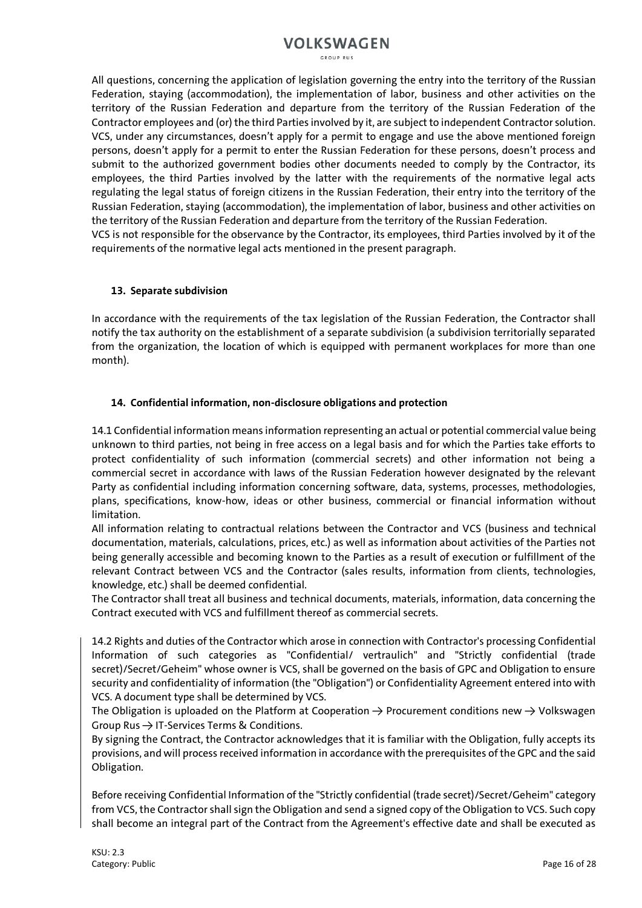All questions, concerning the application of legislation governing the entry into the territory of the Russian Federation, staying (accommodation), the implementation of labor, business and other activities on the territory of the Russian Federation and departure from the territory of the Russian Federation of the Contractor employees and (or) the third Parties involved by it, are subject to independent Contractor solution. VCS, under any circumstances, doesn't apply for a permit to engage and use the above mentioned foreign persons, doesn't apply for a permit to enter the Russian Federation for these persons, doesn't process and submit to the authorized government bodies other documents needed to comply by the Contractor, its employees, the third Parties involved by the latter with the requirements of the normative legal acts regulating the legal status of foreign citizens in the Russian Federation, their entry into the territory of the Russian Federation, staying (accommodation), the implementation of labor, business and other activities on the territory of the Russian Federation and departure from the territory of the Russian Federation.
VCS is not responsible for the observance by the Contractor, its employees, third Parties involved by it of the requirements of the normative legal acts mentioned in the present paragraph.

### 13. Separate subdivision

In accordance with the requirements of the tax legislation of the Russian Federation, the Contractor shall notify the tax authority on the establishment of a separate subdivision (a subdivision territorially separated from the organization, the location of which is equipped with permanent workplaces for more than one month).

### 14. Confidential information, non-disclosure obligations and protection

14.1 Confidential information means information representing an actual or potential commercial value being unknown to third parties, not being in free access on a legal basis and for which the Parties take efforts to protect confidentiality of such information (commercial secrets) and other information not being a commercial secret in accordance with laws of the Russian Federation however designated by the relevant Party as confidential including information concerning software, data, systems, processes, methodologies, plans, specifications, know-how, ideas or other business, commercial or financial information without limitation.
All information relating to contractual relations between the Contractor and VCS (business and technical documentation, materials, calculations, prices, etc.) as well as information about activities of the Parties not being generally accessible and becoming known to the Parties as a result of execution or fulfillment of the relevant Contract between VCS and the Contractor (sales results, information from clients, technologies, knowledge, etc.) shall be deemed confidential.
The Contractor shall treat all business and technical documents, materials, information, data concerning the Contract executed with VCS and fulfillment thereof as commercial secrets.

14.2 Rights and duties of the Contractor which arose in connection with Contractor's processing Confidential Information of such categories as "Confidential/ vertraulich" and "Strictly confidential (trade secret)/Secret/Geheim" whose owner is VCS, shall be governed on the basis of GPC and Obligation to ensure security and confidentiality of information (the "Obligation") or Confidentiality Agreement entered into with VCS. A document type shall be determined by VCS.
The Obligation is uploaded on the Platform at Cooperation → Procurement conditions new → Volkswagen Group Rus → IT-Services Terms & Conditions.
By signing the Contract, the Contractor acknowledges that it is familiar with the Obligation, fully accepts its provisions, and will process received information in accordance with the prerequisites of the GPC and the said Obligation.

Before receiving Confidential Information of the "Strictly confidential (trade secret)/Secret/Geheim" category from VCS, the Contractor shall sign the Obligation and send a signed copy of the Obligation to VCS. Such copy shall become an integral part of the Contract from the Agreement's effective date and shall be executed as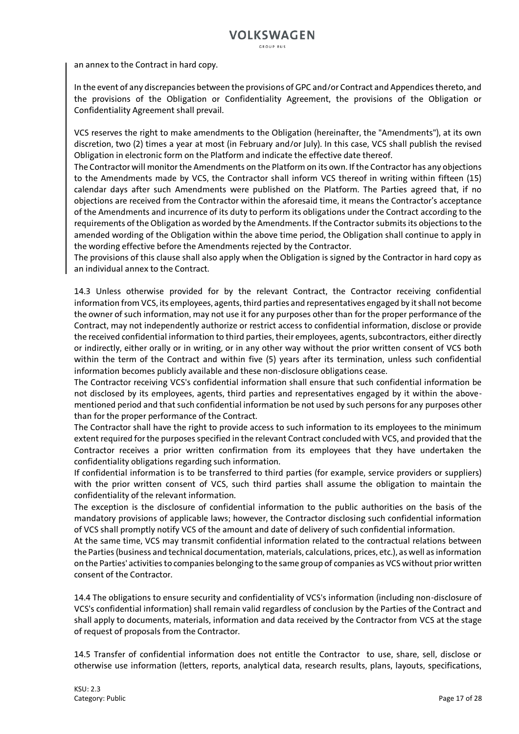an annex to the Contract in hard copy.

In the event of any discrepancies between the provisions of GPC and/or Contract and Appendices thereto, and the provisions of the Obligation or Confidentiality Agreement, the provisions of the Obligation or Confidentiality Agreement shall prevail.

VCS reserves the right to make amendments to the Obligation (hereinafter, the "Amendments"), at its own discretion, two (2) times a year at most (in February and/or July). In this case, VCS shall publish the revised Obligation in electronic form on the Platform and indicate the effective date thereof.
The Contractor will monitor the Amendments on the Platform on its own. If the Contractor has any objections to the Amendments made by VCS, the Contractor shall inform VCS thereof in writing within fifteen (15) calendar days after such Amendments were published on the Platform. The Parties agreed that, if no objections are received from the Contractor within the aforesaid time, it means the Contractor's acceptance of the Amendments and incurrence of its duty to perform its obligations under the Contract according to the requirements of the Obligation as worded by the Amendments. If the Contractor submits its objections to the amended wording of the Obligation within the above time period, the Obligation shall continue to apply in the wording effective before the Amendments rejected by the Contractor.
The provisions of this clause shall also apply when the Obligation is signed by the Contractor in hard copy as an individual annex to the Contract.

14.3 Unless otherwise provided for by the relevant Contract, the Contractor receiving confidential information from VCS, its employees, agents, third parties and representatives engaged by it shall not become the owner of such information, may not use it for any purposes other than for the proper performance of the Contract, may not independently authorize or restrict access to confidential information, disclose or provide the received confidential information to third parties, their employees, agents, subcontractors, either directly or indirectly, either orally or in writing, or in any other way without the prior written consent of VCS both within the term of the Contract and within five (5) years after its termination, unless such confidential information becomes publicly available and these non-disclosure obligations cease.
The Contractor receiving VCS's confidential information shall ensure that such confidential information be not disclosed by its employees, agents, third parties and representatives engaged by it within the above-mentioned period and that such confidential information be not used by such persons for any purposes other than for the proper performance of the Contract.
The Contractor shall have the right to provide access to such information to its employees to the minimum extent required for the purposes specified in the relevant Contract concluded with VCS, and provided that the Contractor receives a prior written confirmation from its employees that they have undertaken the confidentiality obligations regarding such information.
If confidential information is to be transferred to third parties (for example, service providers or suppliers) with the prior written consent of VCS, such third parties shall assume the obligation to maintain the confidentiality of the relevant information.
The exception is the disclosure of confidential information to the public authorities on the basis of the mandatory provisions of applicable laws; however, the Contractor disclosing such confidential information of VCS shall promptly notify VCS of the amount and date of delivery of such confidential information.
At the same time, VCS may transmit confidential information related to the contractual relations between the Parties (business and technical documentation, materials, calculations, prices, etc.), as well as information on the Parties' activities to companies belonging to the same group of companies as VCS without prior written consent of the Contractor.

14.4 The obligations to ensure security and confidentiality of VCS's information (including non-disclosure of VCS's confidential information) shall remain valid regardless of conclusion by the Parties of the Contract and shall apply to documents, materials, information and data received by the Contractor from VCS at the stage of request of proposals from the Contractor.

14.5 Transfer of confidential information does not entitle the Contractor to use, share, sell, disclose or otherwise use information (letters, reports, analytical data, research results, plans, layouts, specifications,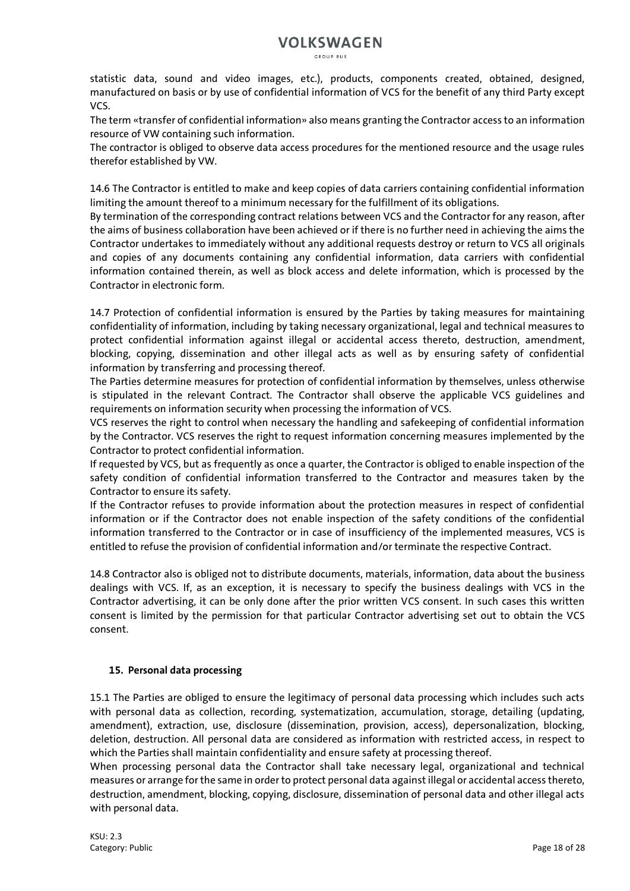statistic data, sound and video images, etc.), products, components created, obtained, designed, manufactured on basis or by use of confidential information of VCS for the benefit of any third Party except VCS.

The term «transfer of confidential information» also means granting the Contractor access to an information resource of VW containing such information.

The contractor is obliged to observe data access procedures for the mentioned resource and the usage rules therefor established by VW.

14.6 The Contractor is entitled to make and keep copies of data carriers containing confidential information limiting the amount thereof to a minimum necessary for the fulfillment of its obligations.

By termination of the corresponding contract relations between VCS and the Contractor for any reason, after the aims of business collaboration have been achieved or if there is no further need in achieving the aims the Contractor undertakes to immediately without any additional requests destroy or return to VCS all originals and copies of any documents containing any confidential information, data carriers with confidential information contained therein, as well as block access and delete information, which is processed by the Contractor in electronic form.

14.7 Protection of confidential information is ensured by the Parties by taking measures for maintaining confidentiality of information, including by taking necessary organizational, legal and technical measures to protect confidential information against illegal or accidental access thereto, destruction, amendment, blocking, copying, dissemination and other illegal acts as well as by ensuring safety of confidential information by transferring and processing thereof.

The Parties determine measures for protection of confidential information by themselves, unless otherwise is stipulated in the relevant Contract. The Contractor shall observe the applicable VCS guidelines and requirements on information security when processing the information of VCS.

VCS reserves the right to control when necessary the handling and safekeeping of confidential information by the Contractor. VCS reserves the right to request information concerning measures implemented by the Contractor to protect confidential information.

If requested by VCS, but as frequently as once a quarter, the Contractor is obliged to enable inspection of the safety condition of confidential information transferred to the Contractor and measures taken by the Contractor to ensure its safety.

If the Contractor refuses to provide information about the protection measures in respect of confidential information or if the Contractor does not enable inspection of the safety conditions of the confidential information transferred to the Contractor or in case of insufficiency of the implemented measures, VCS is entitled to refuse the provision of confidential information and/or terminate the respective Contract.

14.8 Contractor also is obliged not to distribute documents, materials, information, data about the business dealings with VCS. If, as an exception, it is necessary to specify the business dealings with VCS in the Contractor advertising, it can be only done after the prior written VCS consent. In such cases this written consent is limited by the permission for that particular Contractor advertising set out to obtain the VCS consent.

## 15. Personal data processing

15.1 The Parties are obliged to ensure the legitimacy of personal data processing which includes such acts with personal data as collection, recording, systematization, accumulation, storage, detailing (updating, amendment), extraction, use, disclosure (dissemination, provision, access), depersonalization, blocking, deletion, destruction. All personal data are considered as information with restricted access, in respect to which the Parties shall maintain confidentiality and ensure safety at processing thereof.

When processing personal data the Contractor shall take necessary legal, organizational and technical measures or arrange for the same in order to protect personal data against illegal or accidental access thereto, destruction, amendment, blocking, copying, disclosure, dissemination of personal data and other illegal acts with personal data.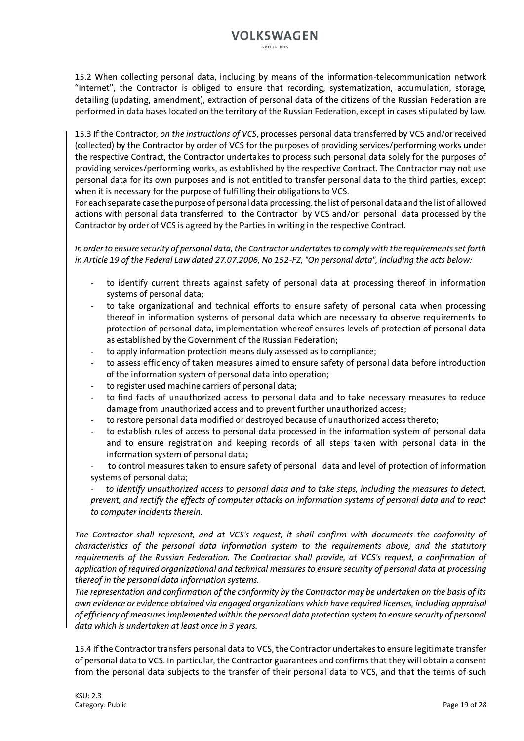15.2 When collecting personal data, including by means of the information-telecommunication network "Internet", the Contractor is obliged to ensure that recording, systematization, accumulation, storage, detailing (updating, amendment), extraction of personal data of the citizens of the Russian Federation are performed in data bases located on the territory of the Russian Federation, except in cases stipulated by law.

15.3 If the Contractor, *on the instructions of VCS*, processes personal data transferred by VCS and/or received (collected) by the Contractor by order of VCS for the purposes of providing services/performing works under the respective Contract, the Contractor undertakes to process such personal data solely for the purposes of providing services/performing works, as established by the respective Contract. The Contractor may not use personal data for its own purposes and is not entitled to transfer personal data to the third parties, except when it is necessary for the purpose of fulfilling their obligations to VCS.
For each separate case the purpose of personal data processing, the list of personal data and the list of allowed actions with personal data transferred to the Contractor by VCS and/or personal data processed by the Contractor by order of VCS is agreed by the Parties in writing in the respective Contract.

*In order to ensure security of personal data, the Contractor undertakes to comply with the requirements set forth in Article 19 of the Federal Law dated 27.07.2006, No 152-FZ, "On personal data", including the acts below:*

- to identify current threats against safety of personal data at processing thereof in information systems of personal data;
- to take organizational and technical efforts to ensure safety of personal data when processing thereof in information systems of personal data which are necessary to observe requirements to protection of personal data, implementation whereof ensures levels of protection of personal data as established by the Government of the Russian Federation;
- to apply information protection means duly assessed as to compliance;
- to assess efficiency of taken measures aimed to ensure safety of personal data before introduction of the information system of personal data into operation;
- to register used machine carriers of personal data;
- to find facts of unauthorized access to personal data and to take necessary measures to reduce damage from unauthorized access and to prevent further unauthorized access;
- to restore personal data modified or destroyed because of unauthorized access thereto;
- to establish rules of access to personal data processed in the information system of personal data and to ensure registration and keeping records of all steps taken with personal data in the information system of personal data;
- to control measures taken to ensure safety of personal data and level of protection of information systems of personal data;
- *to identify unauthorized access to personal data and to take steps, including the measures to detect, prevent, and rectify the effects of computer attacks on information systems of personal data and to react to computer incidents therein.*

*The Contractor shall represent, and at VCS's request, it shall confirm with documents the conformity of characteristics of the personal data information system to the requirements above, and the statutory requirements of the Russian Federation. The Contractor shall provide, at VCS's request, a confirmation of application of required organizational and technical measures to ensure security of personal data at processing thereof in the personal data information systems.*
*The representation and confirmation of the conformity by the Contractor may be undertaken on the basis of its own evidence or evidence obtained via engaged organizations which have required licenses, including appraisal of efficiency of measures implemented within the personal data protection system to ensure security of personal data which is undertaken at least once in 3 years.*

15.4 If the Contractor transfers personal data to VCS, the Contractor undertakes to ensure legitimate transfer of personal data to VCS. In particular, the Contractor guarantees and confirms that they will obtain a consent from the personal data subjects to the transfer of their personal data to VCS, and that the terms of such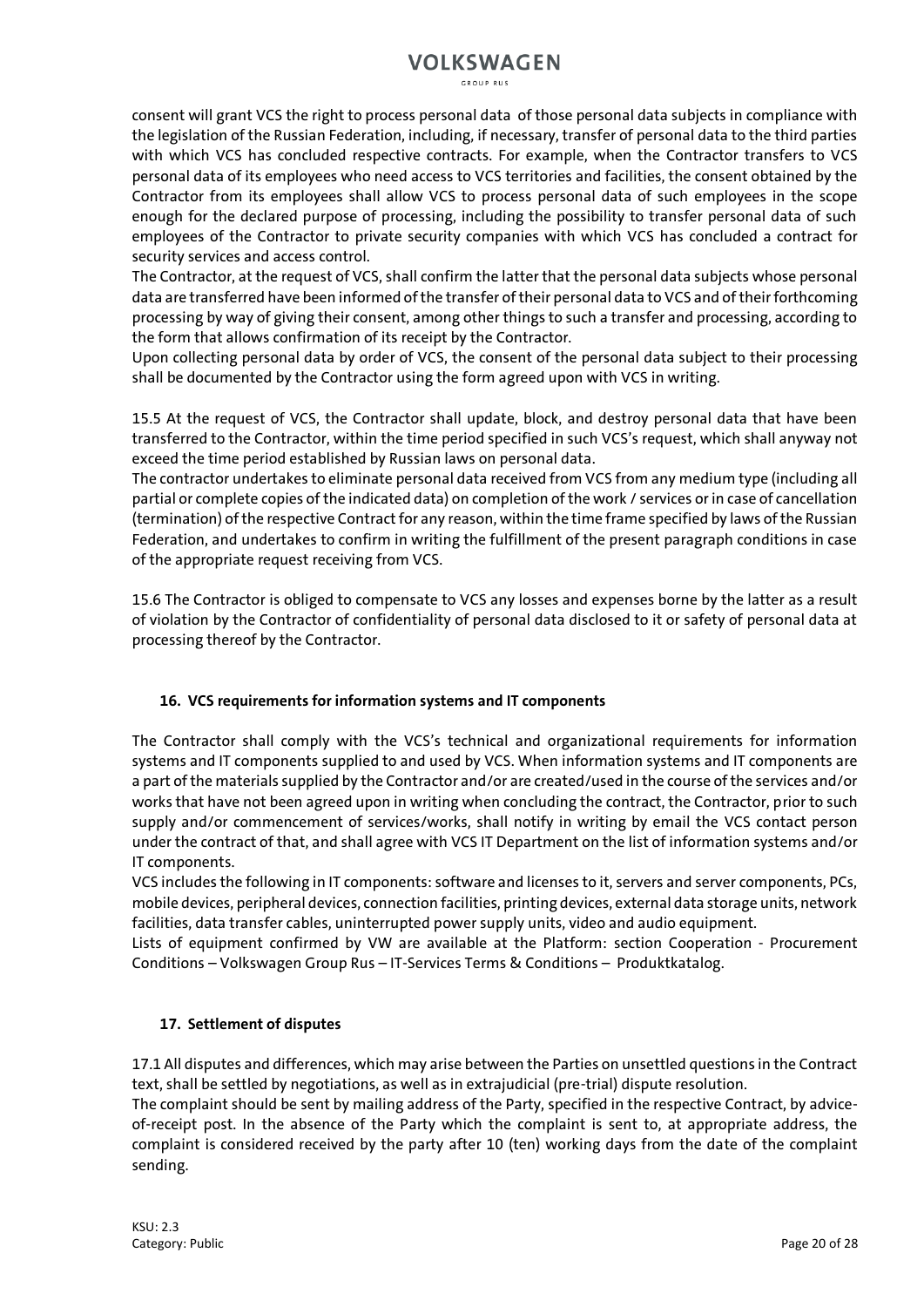consent will grant VCS the right to process personal data of those personal data subjects in compliance with the legislation of the Russian Federation, including, if necessary, transfer of personal data to the third parties with which VCS has concluded respective contracts. For example, when the Contractor transfers to VCS personal data of its employees who need access to VCS territories and facilities, the consent obtained by the Contractor from its employees shall allow VCS to process personal data of such employees in the scope enough for the declared purpose of processing, including the possibility to transfer personal data of such employees of the Contractor to private security companies with which VCS has concluded a contract for security services and access control.
The Contractor, at the request of VCS, shall confirm the latter that the personal data subjects whose personal data are transferred have been informed of the transfer of their personal data to VCS and of their forthcoming processing by way of giving their consent, among other things to such a transfer and processing, according to the form that allows confirmation of its receipt by the Contractor.
Upon collecting personal data by order of VCS, the consent of the personal data subject to their processing shall be documented by the Contractor using the form agreed upon with VCS in writing.

15.5 At the request of VCS, the Contractor shall update, block, and destroy personal data that have been transferred to the Contractor, within the time period specified in such VCS's request, which shall anyway not exceed the time period established by Russian laws on personal data.
The contractor undertakes to eliminate personal data received from VCS from any medium type (including all partial or complete copies of the indicated data) on completion of the work / services or in case of cancellation (termination) of the respective Contract for any reason, within the time frame specified by laws of the Russian Federation, and undertakes to confirm in writing the fulfillment of the present paragraph conditions in case of the appropriate request receiving from VCS.

15.6 The Contractor is obliged to compensate to VCS any losses and expenses borne by the latter as a result of violation by the Contractor of confidentiality of personal data disclosed to it or safety of personal data at processing thereof by the Contractor.

## 16. VCS requirements for information systems and IT components

The Contractor shall comply with the VCS's technical and organizational requirements for information systems and IT components supplied to and used by VCS. When information systems and IT components are a part of the materials supplied by the Contractor and/or are created/used in the course of the services and/or works that have not been agreed upon in writing when concluding the contract, the Contractor, prior to such supply and/or commencement of services/works, shall notify in writing by email the VCS contact person under the contract of that, and shall agree with VCS IT Department on the list of information systems and/or IT components.
VCS includes the following in IT components: software and licenses to it, servers and server components, PCs, mobile devices, peripheral devices, connection facilities, printing devices, external data storage units, network facilities, data transfer cables, uninterrupted power supply units, video and audio equipment.
Lists of equipment confirmed by VW are available at the Platform: section Cooperation - Procurement Conditions – Volkswagen Group Rus – IT-Services Terms & Conditions – Produktkatalog.

## 17. Settlement of disputes

17.1 All disputes and differences, which may arise between the Parties on unsettled questions in the Contract text, shall be settled by negotiations, as well as in extrajudicial (pre-trial) dispute resolution.
The complaint should be sent by mailing address of the Party, specified in the respective Contract, by advice-of-receipt post. In the absence of the Party which the complaint is sent to, at appropriate address, the complaint is considered received by the party after 10 (ten) working days from the date of the complaint sending.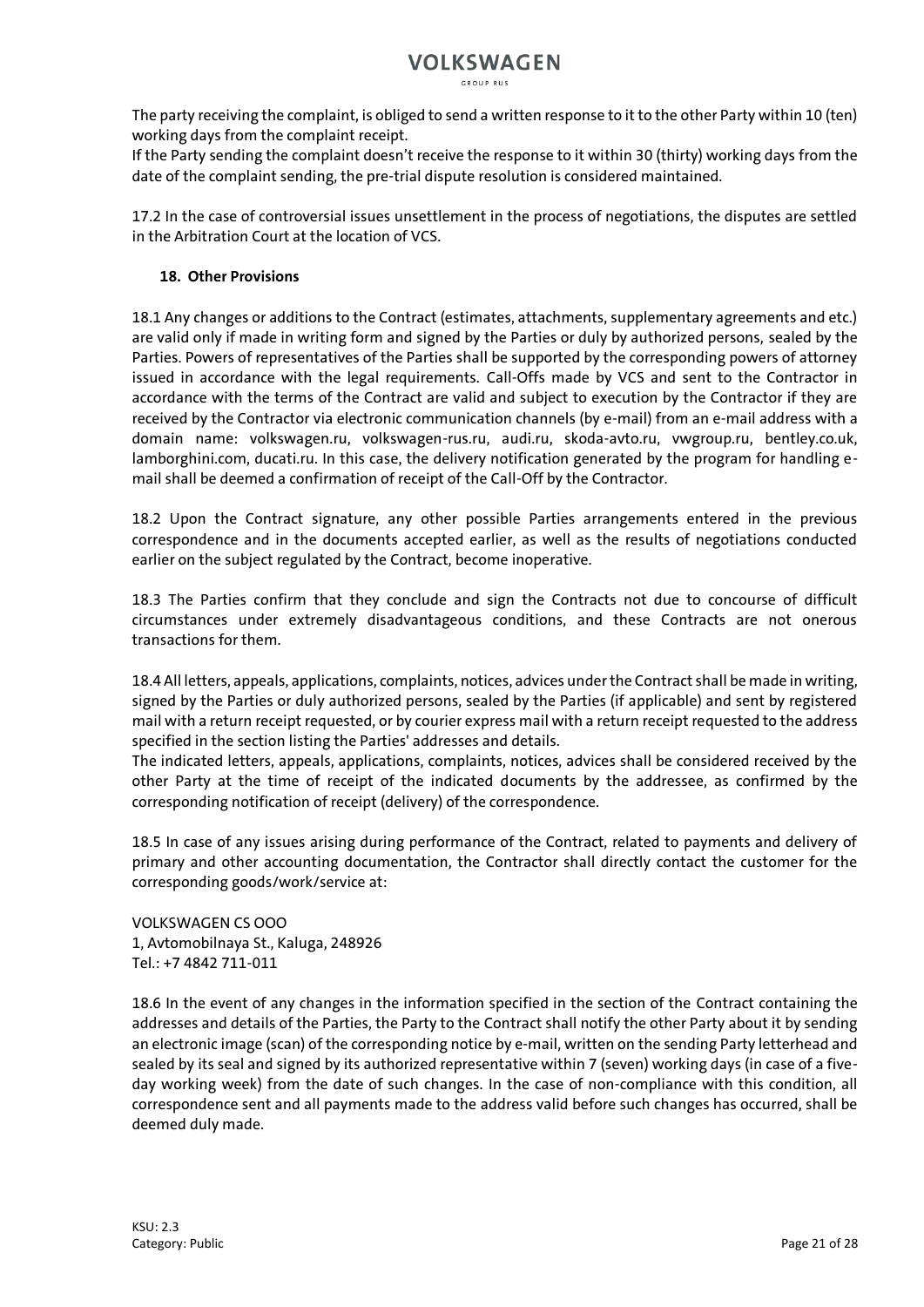The party receiving the complaint, is obliged to send a written response to it to the other Party within 10 (ten) working days from the complaint receipt.

If the Party sending the complaint doesn't receive the response to it within 30 (thirty) working days from the date of the complaint sending, the pre-trial dispute resolution is considered maintained.

17.2 In the case of controversial issues unsettlement in the process of negotiations, the disputes are settled in the Arbitration Court at the location of VCS.

## 18. Other Provisions

18.1 Any changes or additions to the Contract (estimates, attachments, supplementary agreements and etc.) are valid only if made in writing form and signed by the Parties or duly by authorized persons, sealed by the Parties. Powers of representatives of the Parties shall be supported by the corresponding powers of attorney issued in accordance with the legal requirements. Call-Offs made by VCS and sent to the Contractor in accordance with the terms of the Contract are valid and subject to execution by the Contractor if they are received by the Contractor via electronic communication channels (by e-mail) from an e-mail address with a domain name: volkswagen.ru, volkswagen-rus.ru, audi.ru, skoda-avto.ru, vwgroup.ru, bentley.co.uk, lamborghini.com, ducati.ru. In this case, the delivery notification generated by the program for handling e-mail shall be deemed a confirmation of receipt of the Call-Off by the Contractor.

18.2 Upon the Contract signature, any other possible Parties arrangements entered in the previous correspondence and in the documents accepted earlier, as well as the results of negotiations conducted earlier on the subject regulated by the Contract, become inoperative.

18.3 The Parties confirm that they conclude and sign the Contracts not due to concourse of difficult circumstances under extremely disadvantageous conditions, and these Contracts are not onerous transactions for them.

18.4 All letters, appeals, applications, complaints, notices, advices under the Contract shall be made in writing, signed by the Parties or duly authorized persons, sealed by the Parties (if applicable) and sent by registered mail with a return receipt requested, or by courier express mail with a return receipt requested to the address specified in the section listing the Parties' addresses and details.

The indicated letters, appeals, applications, complaints, notices, advices shall be considered received by the other Party at the time of receipt of the indicated documents by the addressee, as confirmed by the corresponding notification of receipt (delivery) of the correspondence.

18.5 In case of any issues arising during performance of the Contract, related to payments and delivery of primary and other accounting documentation, the Contractor shall directly contact the customer for the corresponding goods/work/service at:

VOLKSWAGEN CS OOO
1, Avtomobilnaya St., Kaluga, 248926
Tel.: +7 4842 711-011

18.6 In the event of any changes in the information specified in the section of the Contract containing the addresses and details of the Parties, the Party to the Contract shall notify the other Party about it by sending an electronic image (scan) of the corresponding notice by e-mail, written on the sending Party letterhead and sealed by its seal and signed by its authorized representative within 7 (seven) working days (in case of a five-day working week) from the date of such changes. In the case of non-compliance with this condition, all correspondence sent and all payments made to the address valid before such changes has occurred, shall be deemed duly made.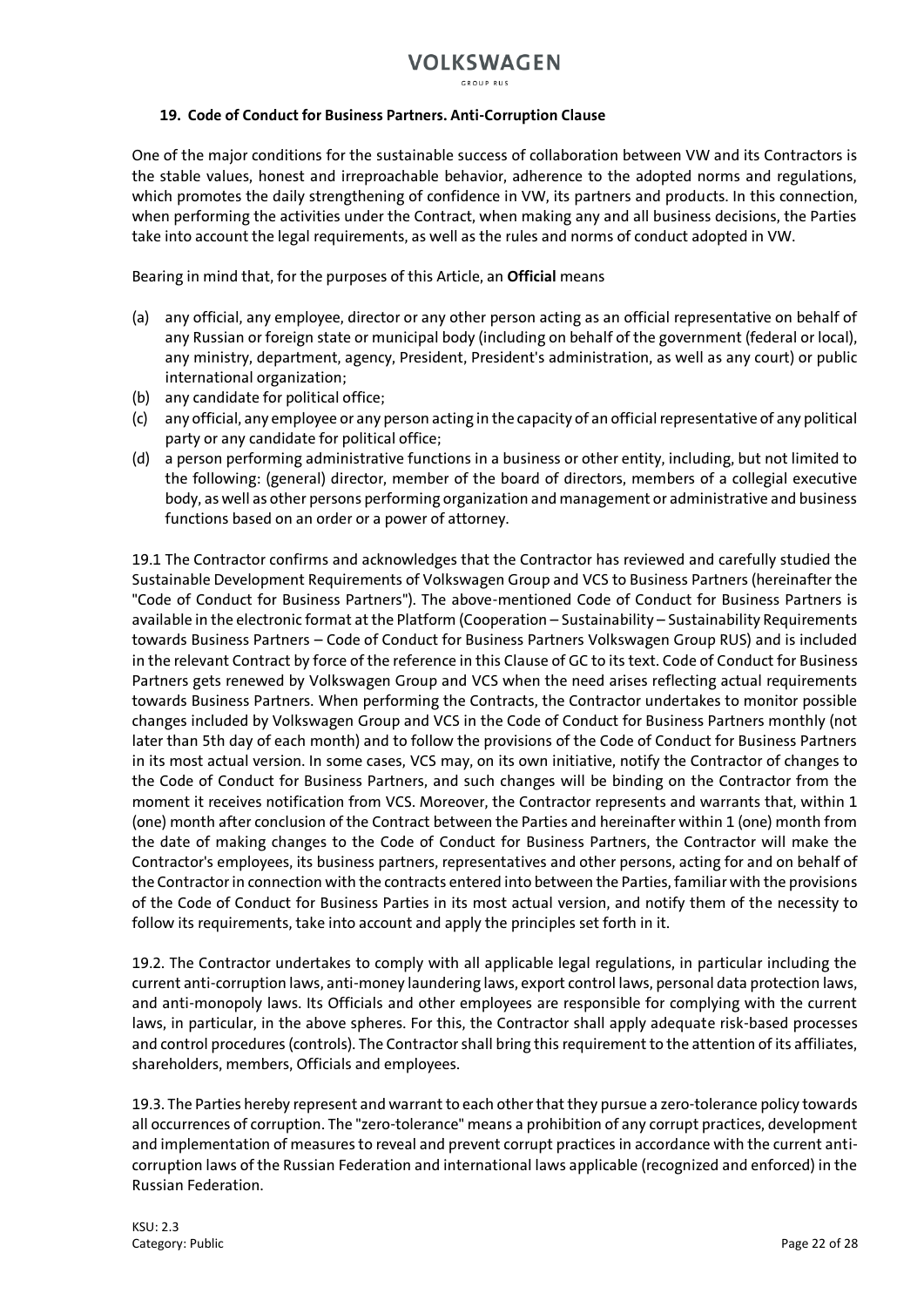## 19. Code of Conduct for Business Partners. Anti-Corruption Clause

One of the major conditions for the sustainable success of collaboration between VW and its Contractors is the stable values, honest and irreproachable behavior, adherence to the adopted norms and regulations, which promotes the daily strengthening of confidence in VW, its partners and products. In this connection, when performing the activities under the Contract, when making any and all business decisions, the Parties take into account the legal requirements, as well as the rules and norms of conduct adopted in VW.

Bearing in mind that, for the purposes of this Article, an **Official** means

(a) any official, any employee, director or any other person acting as an official representative on behalf of any Russian or foreign state or municipal body (including on behalf of the government (federal or local), any ministry, department, agency, President, President's administration, as well as any court) or public international organization;
(b) any candidate for political office;
(c) any official, any employee or any person acting in the capacity of an official representative of any political party or any candidate for political office;
(d) a person performing administrative functions in a business or other entity, including, but not limited to the following: (general) director, member of the board of directors, members of a collegial executive body, as well as other persons performing organization and management or administrative and business functions based on an order or a power of attorney.

19.1 The Contractor confirms and acknowledges that the Contractor has reviewed and carefully studied the Sustainable Development Requirements of Volkswagen Group and VCS to Business Partners (hereinafter the "Code of Conduct for Business Partners"). The above-mentioned Code of Conduct for Business Partners is available in the electronic format at the Platform (Cooperation – Sustainability – Sustainability Requirements towards Business Partners – Code of Conduct for Business Partners Volkswagen Group RUS) and is included in the relevant Contract by force of the reference in this Clause of GC to its text. Code of Conduct for Business Partners gets renewed by Volkswagen Group and VCS when the need arises reflecting actual requirements towards Business Partners. When performing the Contracts, the Contractor undertakes to monitor possible changes included by Volkswagen Group and VCS in the Code of Conduct for Business Partners monthly (not later than 5th day of each month) and to follow the provisions of the Code of Conduct for Business Partners in its most actual version. In some cases, VCS may, on its own initiative, notify the Contractor of changes to the Code of Conduct for Business Partners, and such changes will be binding on the Contractor from the moment it receives notification from VCS. Moreover, the Contractor represents and warrants that, within 1 (one) month after conclusion of the Contract between the Parties and hereinafter within 1 (one) month from the date of making changes to the Code of Conduct for Business Partners, the Contractor will make the Contractor's employees, its business partners, representatives and other persons, acting for and on behalf of the Contractor in connection with the contracts entered into between the Parties, familiar with the provisions of the Code of Conduct for Business Parties in its most actual version, and notify them of the necessity to follow its requirements, take into account and apply the principles set forth in it.

19.2. The Contractor undertakes to comply with all applicable legal regulations, in particular including the current anti-corruption laws, anti-money laundering laws, export control laws, personal data protection laws, and anti-monopoly laws. Its Officials and other employees are responsible for complying with the current laws, in particular, in the above spheres. For this, the Contractor shall apply adequate risk-based processes and control procedures (controls). The Contractor shall bring this requirement to the attention of its affiliates, shareholders, members, Officials and employees.

19.3. The Parties hereby represent and warrant to each other that they pursue a zero-tolerance policy towards all occurrences of corruption. The "zero-tolerance" means a prohibition of any corrupt practices, development and implementation of measures to reveal and prevent corrupt practices in accordance with the current anti-corruption laws of the Russian Federation and international laws applicable (recognized and enforced) in the Russian Federation.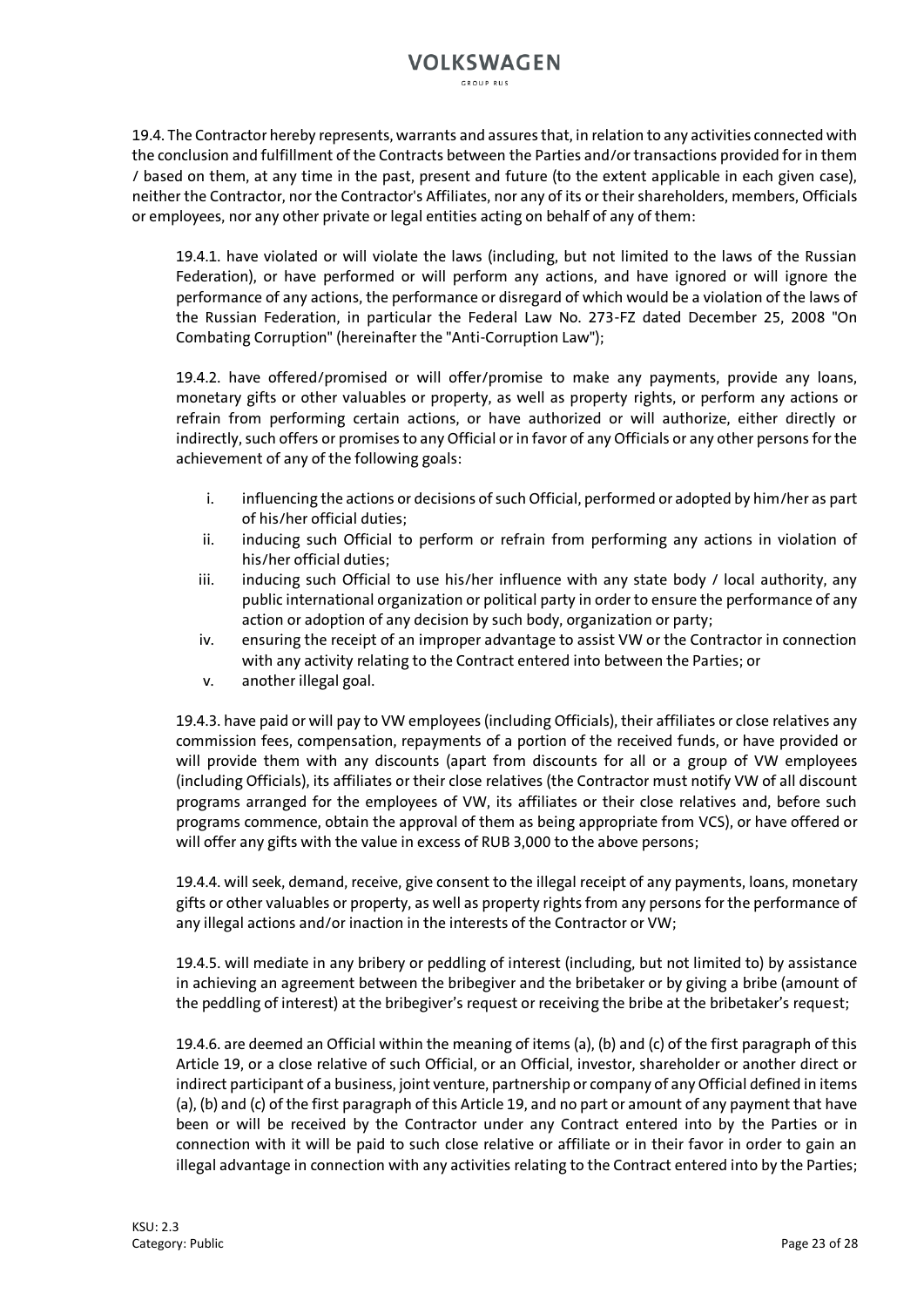19.4. The Contractor hereby represents, warrants and assures that, in relation to any activities connected with the conclusion and fulfillment of the Contracts between the Parties and/or transactions provided for in them / based on them, at any time in the past, present and future (to the extent applicable in each given case), neither the Contractor, nor the Contractor's Affiliates, nor any of its or their shareholders, members, Officials or employees, nor any other private or legal entities acting on behalf of any of them:

19.4.1. have violated or will violate the laws (including, but not limited to the laws of the Russian Federation), or have performed or will perform any actions, and have ignored or will ignore the performance of any actions, the performance or disregard of which would be a violation of the laws of the Russian Federation, in particular the Federal Law No. 273-FZ dated December 25, 2008 "On Combating Corruption" (hereinafter the "Anti-Corruption Law");

19.4.2. have offered/promised or will offer/promise to make any payments, provide any loans, monetary gifts or other valuables or property, as well as property rights, or perform any actions or refrain from performing certain actions, or have authorized or will authorize, either directly or indirectly, such offers or promises to any Official or in favor of any Officials or any other persons for the achievement of any of the following goals:

i. influencing the actions or decisions of such Official, performed or adopted by him/her as part of his/her official duties;
ii. inducing such Official to perform or refrain from performing any actions in violation of his/her official duties;
iii. inducing such Official to use his/her influence with any state body / local authority, any public international organization or political party in order to ensure the performance of any action or adoption of any decision by such body, organization or party;
iv. ensuring the receipt of an improper advantage to assist VW or the Contractor in connection with any activity relating to the Contract entered into between the Parties; or
v. another illegal goal.

19.4.3. have paid or will pay to VW employees (including Officials), their affiliates or close relatives any commission fees, compensation, repayments of a portion of the received funds, or have provided or will provide them with any discounts (apart from discounts for all or a group of VW employees (including Officials), its affiliates or their close relatives (the Contractor must notify VW of all discount programs arranged for the employees of VW, its affiliates or their close relatives and, before such programs commence, obtain the approval of them as being appropriate from VCS), or have offered or will offer any gifts with the value in excess of RUB 3,000 to the above persons;

19.4.4. will seek, demand, receive, give consent to the illegal receipt of any payments, loans, monetary gifts or other valuables or property, as well as property rights from any persons for the performance of any illegal actions and/or inaction in the interests of the Contractor or VW;

19.4.5. will mediate in any bribery or peddling of interest (including, but not limited to) by assistance in achieving an agreement between the bribegiver and the bribetaker or by giving a bribe (amount of the peddling of interest) at the bribegiver's request or receiving the bribe at the bribetaker's request;

19.4.6. are deemed an Official within the meaning of items (a), (b) and (c) of the first paragraph of this Article 19, or a close relative of such Official, or an Official, investor, shareholder or another direct or indirect participant of a business, joint venture, partnership or company of any Official defined in items (a), (b) and (c) of the first paragraph of this Article 19, and no part or amount of any payment that have been or will be received by the Contractor under any Contract entered into by the Parties or in connection with it will be paid to such close relative or affiliate or in their favor in order to gain an illegal advantage in connection with any activities relating to the Contract entered into by the Parties;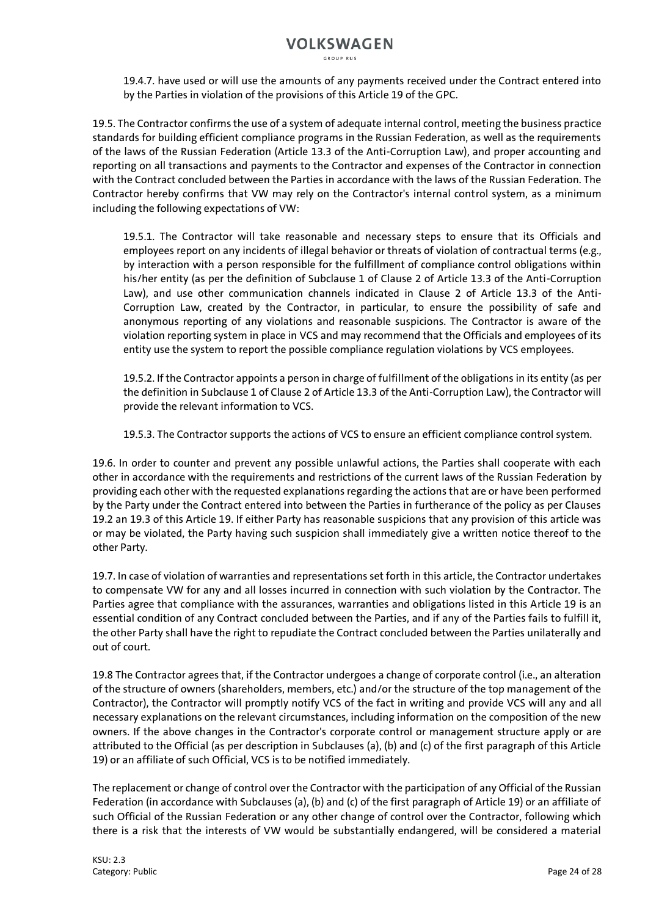19.4.7. have used or will use the amounts of any payments received under the Contract entered into by the Parties in violation of the provisions of this Article 19 of the GPC.

19.5. The Contractor confirms the use of a system of adequate internal control, meeting the business practice standards for building efficient compliance programs in the Russian Federation, as well as the requirements of the laws of the Russian Federation (Article 13.3 of the Anti-Corruption Law), and proper accounting and reporting on all transactions and payments to the Contractor and expenses of the Contractor in connection with the Contract concluded between the Parties in accordance with the laws of the Russian Federation. The Contractor hereby confirms that VW may rely on the Contractor's internal control system, as a minimum including the following expectations of VW:

19.5.1. The Contractor will take reasonable and necessary steps to ensure that its Officials and employees report on any incidents of illegal behavior or threats of violation of contractual terms (e.g., by interaction with a person responsible for the fulfillment of compliance control obligations within his/her entity (as per the definition of Subclause 1 of Clause 2 of Article 13.3 of the Anti-Corruption Law), and use other communication channels indicated in Clause 2 of Article 13.3 of the Anti-Corruption Law, created by the Contractor, in particular, to ensure the possibility of safe and anonymous reporting of any violations and reasonable suspicions. The Contractor is aware of the violation reporting system in place in VCS and may recommend that the Officials and employees of its entity use the system to report the possible compliance regulation violations by VCS employees.

19.5.2. If the Contractor appoints a person in charge of fulfillment of the obligations in its entity (as per the definition in Subclause 1 of Clause 2 of Article 13.3 of the Anti-Corruption Law), the Contractor will provide the relevant information to VCS.

19.5.3. The Contractor supports the actions of VCS to ensure an efficient compliance control system.

19.6. In order to counter and prevent any possible unlawful actions, the Parties shall cooperate with each other in accordance with the requirements and restrictions of the current laws of the Russian Federation by providing each other with the requested explanations regarding the actions that are or have been performed by the Party under the Contract entered into between the Parties in furtherance of the policy as per Clauses 19.2 an 19.3 of this Article 19. If either Party has reasonable suspicions that any provision of this article was or may be violated, the Party having such suspicion shall immediately give a written notice thereof to the other Party.

19.7. In case of violation of warranties and representations set forth in this article, the Contractor undertakes to compensate VW for any and all losses incurred in connection with such violation by the Contractor. The Parties agree that compliance with the assurances, warranties and obligations listed in this Article 19 is an essential condition of any Contract concluded between the Parties, and if any of the Parties fails to fulfill it, the other Party shall have the right to repudiate the Contract concluded between the Parties unilaterally and out of court.

19.8 The Contractor agrees that, if the Contractor undergoes a change of corporate control (i.e., an alteration of the structure of owners (shareholders, members, etc.) and/or the structure of the top management of the Contractor), the Contractor will promptly notify VCS of the fact in writing and provide VCS will any and all necessary explanations on the relevant circumstances, including information on the composition of the new owners. If the above changes in the Contractor's corporate control or management structure apply or are attributed to the Official (as per description in Subclauses (a), (b) and (c) of the first paragraph of this Article 19) or an affiliate of such Official, VCS is to be notified immediately.

The replacement or change of control over the Contractor with the participation of any Official of the Russian Federation (in accordance with Subclauses (a), (b) and (c) of the first paragraph of Article 19) or an affiliate of such Official of the Russian Federation or any other change of control over the Contractor, following which there is a risk that the interests of VW would be substantially endangered, will be considered a material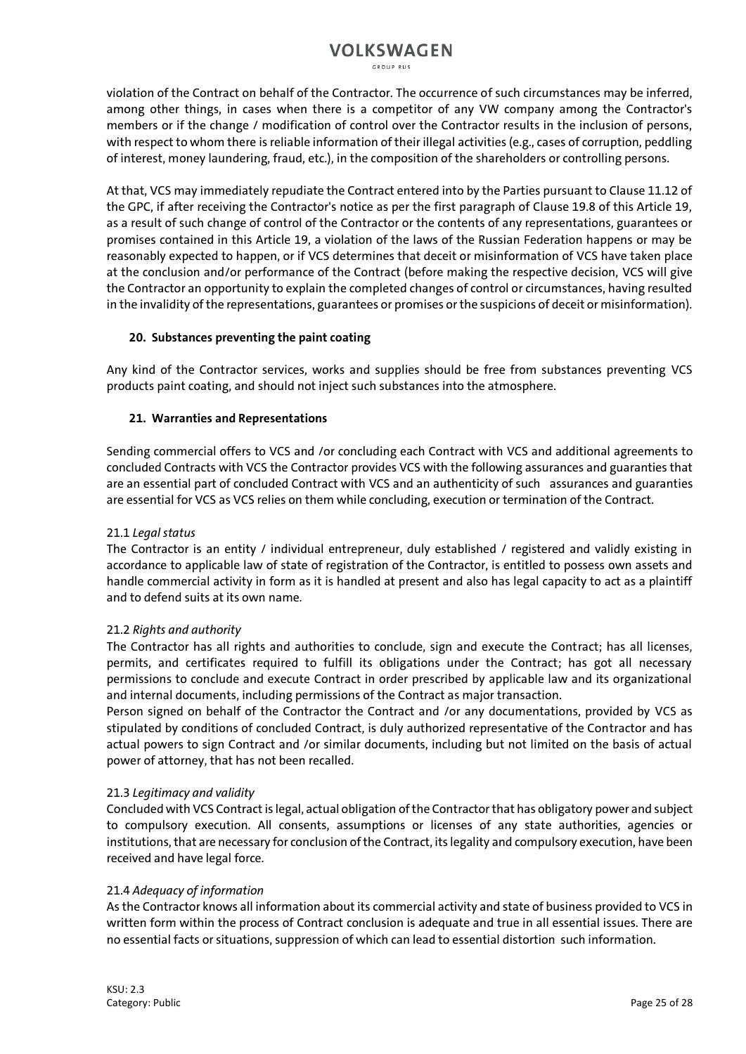violation of the Contract on behalf of the Contractor. The occurrence of such circumstances may be inferred, among other things, in cases when there is a competitor of any VW company among the Contractor's members or if the change / modification of control over the Contractor results in the inclusion of persons, with respect to whom there is reliable information of their illegal activities (e.g., cases of corruption, peddling of interest, money laundering, fraud, etc.), in the composition of the shareholders or controlling persons.

At that, VCS may immediately repudiate the Contract entered into by the Parties pursuant to Clause 11.12 of the GPC, if after receiving the Contractor's notice as per the first paragraph of Clause 19.8 of this Article 19, as a result of such change of control of the Contractor or the contents of any representations, guarantees or promises contained in this Article 19, a violation of the laws of the Russian Federation happens or may be reasonably expected to happen, or if VCS determines that deceit or misinformation of VCS have taken place at the conclusion and/or performance of the Contract (before making the respective decision, VCS will give the Contractor an opportunity to explain the completed changes of control or circumstances, having resulted in the invalidity of the representations, guarantees or promises or the suspicions of deceit or misinformation).

## 20. Substances preventing the paint coating

Any kind of the Contractor services, works and supplies should be free from substances preventing VCS products paint coating, and should not inject such substances into the atmosphere.

## 21. Warranties and Representations

Sending commercial offers to VCS and /or concluding each Contract with VCS and additional agreements to concluded Contracts with VCS the Contractor provides VCS with the following assurances and guaranties that are an essential part of concluded Contract with VCS and an authenticity of such assurances and guaranties are essential for VCS as VCS relies on them while concluding, execution or termination of the Contract.

21.1 *Legal status*
The Contractor is an entity / individual entrepreneur, duly established / registered and validly existing in accordance to applicable law of state of registration of the Contractor, is entitled to possess own assets and handle commercial activity in form as it is handled at present and also has legal capacity to act as a plaintiff and to defend suits at its own name.

21.2 *Rights and authority*
The Contractor has all rights and authorities to conclude, sign and execute the Contract; has all licenses, permits, and certificates required to fulfill its obligations under the Contract; has got all necessary permissions to conclude and execute Contract in order prescribed by applicable law and its organizational and internal documents, including permissions of the Contract as major transaction.
Person signed on behalf of the Contractor the Contract and /or any documentations, provided by VCS as stipulated by conditions of concluded Contract, is duly authorized representative of the Contractor and has actual powers to sign Contract and /or similar documents, including but not limited on the basis of actual power of attorney, that has not been recalled.

21.3 *Legitimacy and validity*
Concluded with VCS Contract is legal, actual obligation of the Contractor that has obligatory power and subject to compulsory execution. All consents, assumptions or licenses of any state authorities, agencies or institutions, that are necessary for conclusion of the Contract, its legality and compulsory execution, have been received and have legal force.

21.4 *Adequacy of information*
As the Contractor knows all information about its commercial activity and state of business provided to VCS in written form within the process of Contract conclusion is adequate and true in all essential issues. There are no essential facts or situations, suppression of which can lead to essential distortion such information.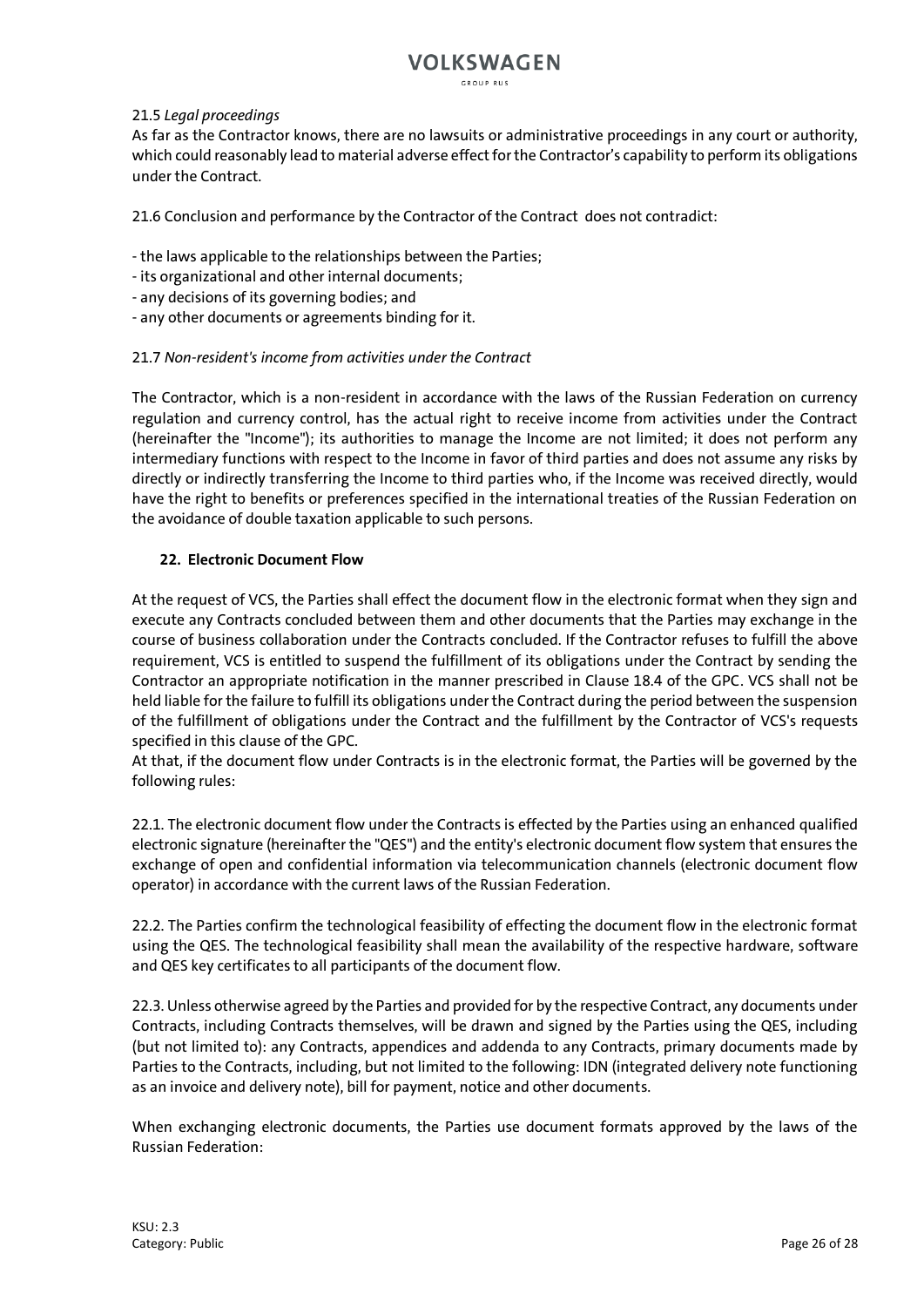21.5 *Legal proceedings*

As far as the Contractor knows, there are no lawsuits or administrative proceedings in any court or authority, which could reasonably lead to material adverse effect for the Contractor's capability to perform its obligations under the Contract.

21.6 Conclusion and performance by the Contractor of the Contract does not contradict:

- the laws applicable to the relationships between the Parties;
- its organizational and other internal documents;
- any decisions of its governing bodies; and
- any other documents or agreements binding for it.

21.7 *Non-resident's income from activities under the Contract*

The Contractor, which is a non-resident in accordance with the laws of the Russian Federation on currency regulation and currency control, has the actual right to receive income from activities under the Contract (hereinafter the "Income"); its authorities to manage the Income are not limited; it does not perform any intermediary functions with respect to the Income in favor of third parties and does not assume any risks by directly or indirectly transferring the Income to third parties who, if the Income was received directly, would have the right to benefits or preferences specified in the international treaties of the Russian Federation on the avoidance of double taxation applicable to such persons.

## 22. Electronic Document Flow

At the request of VCS, the Parties shall effect the document flow in the electronic format when they sign and execute any Contracts concluded between them and other documents that the Parties may exchange in the course of business collaboration under the Contracts concluded. If the Contractor refuses to fulfill the above requirement, VCS is entitled to suspend the fulfillment of its obligations under the Contract by sending the Contractor an appropriate notification in the manner prescribed in Clause 18.4 of the GPC. VCS shall not be held liable for the failure to fulfill its obligations under the Contract during the period between the suspension of the fulfillment of obligations under the Contract and the fulfillment by the Contractor of VCS's requests specified in this clause of the GPC.

At that, if the document flow under Contracts is in the electronic format, the Parties will be governed by the following rules:

22.1. The electronic document flow under the Contracts is effected by the Parties using an enhanced qualified electronic signature (hereinafter the "QES") and the entity's electronic document flow system that ensures the exchange of open and confidential information via telecommunication channels (electronic document flow operator) in accordance with the current laws of the Russian Federation.

22.2. The Parties confirm the technological feasibility of effecting the document flow in the electronic format using the QES. The technological feasibility shall mean the availability of the respective hardware, software and QES key certificates to all participants of the document flow.

22.3. Unless otherwise agreed by the Parties and provided for by the respective Contract, any documents under Contracts, including Contracts themselves, will be drawn and signed by the Parties using the QES, including (but not limited to): any Contracts, appendices and addenda to any Contracts, primary documents made by Parties to the Contracts, including, but not limited to the following: IDN (integrated delivery note functioning as an invoice and delivery note), bill for payment, notice and other documents.

When exchanging electronic documents, the Parties use document formats approved by the laws of the Russian Federation: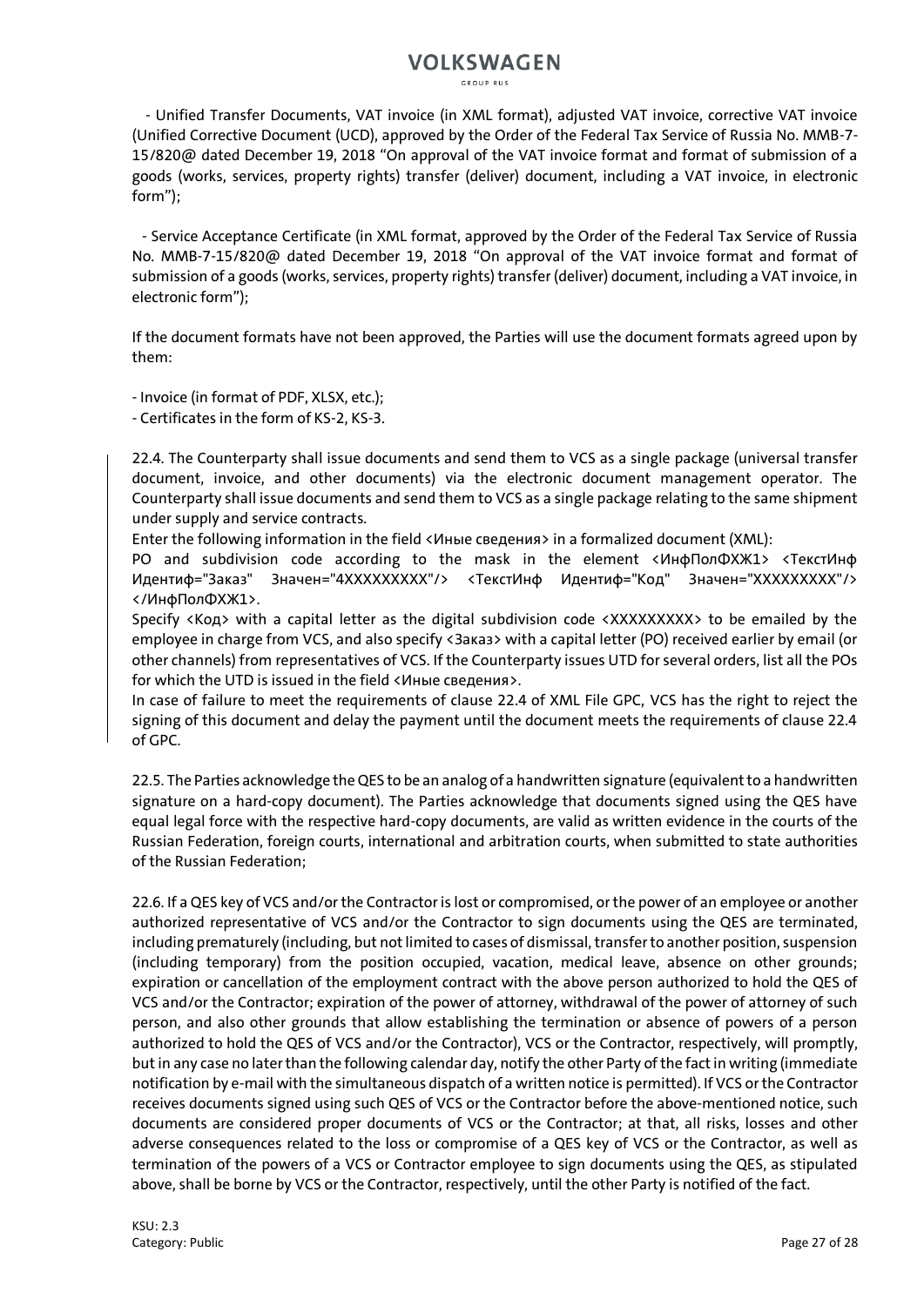- Unified Transfer Documents, VAT invoice (in XML format), adjusted VAT invoice, corrective VAT invoice (Unified Corrective Document (UCD), approved by the Order of the Federal Tax Service of Russia No. MMV-7-15/820@ dated December 19, 2018 "On approval of the VAT invoice format and format of submission of a goods (works, services, property rights) transfer (deliver) document, including a VAT invoice, in electronic form");

- Service Acceptance Certificate (in XML format, approved by the Order of the Federal Tax Service of Russia No. MMV-7-15/820@ dated December 19, 2018 "On approval of the VAT invoice format and format of submission of a goods (works, services, property rights) transfer (deliver) document, including a VAT invoice, in electronic form");

If the document formats have not been approved, the Parties will use the document formats agreed upon by them:

- Invoice (in format of PDF, XLSX, etc.);
- Certificates in the form of KS-2, KS-3.

22.4. The Counterparty shall issue documents and send them to VCS as a single package (universal transfer document, invoice, and other documents) via the electronic document management operator. The Counterparty shall issue documents and send them to VCS as a single package relating to the same shipment under supply and service contracts.

Enter the following information in the field <Иные сведения> in a formalized document (XML):

PO and subdivision code according to the mask in the element <ИнфПолФХЖ1> <ТекстИнф Идентиф="Заказ" Значен="4XXXXXXXXX"/> <ТекстИнф Идентиф="Код" Значен="XXXXXXXXX"/> </ИнфПолФХЖ1>.

Specify <Код> with a capital letter as the digital subdivision code <XXXXXXXXX> to be emailed by the employee in charge from VCS, and also specify <Заказ> with a capital letter (PO) received earlier by email (or other channels) from representatives of VCS. If the Counterparty issues UTD for several orders, list all the POs for which the UTD is issued in the field <Иные сведения>.

In case of failure to meet the requirements of clause 22.4 of XML File GPC, VCS has the right to reject the signing of this document and delay the payment until the document meets the requirements of clause 22.4 of GPC.

22.5. The Parties acknowledge the QES to be an analog of a handwritten signature (equivalent to a handwritten signature on a hard-copy document). The Parties acknowledge that documents signed using the QES have equal legal force with the respective hard-copy documents, are valid as written evidence in the courts of the Russian Federation, foreign courts, international and arbitration courts, when submitted to state authorities of the Russian Federation;

22.6. If a QES key of VCS and/or the Contractor is lost or compromised, or the power of an employee or another authorized representative of VCS and/or the Contractor to sign documents using the QES are terminated, including prematurely (including, but not limited to cases of dismissal, transfer to another position, suspension (including temporary) from the position occupied, vacation, medical leave, absence on other grounds; expiration or cancellation of the employment contract with the above person authorized to hold the QES of VCS and/or the Contractor; expiration of the power of attorney, withdrawal of the power of attorney of such person, and also other grounds that allow establishing the termination or absence of powers of a person authorized to hold the QES of VCS and/or the Contractor), VCS or the Contractor, respectively, will promptly, but in any case no later than the following calendar day, notify the other Party of the fact in writing (immediate notification by e-mail with the simultaneous dispatch of a written notice is permitted). If VCS or the Contractor receives documents signed using such QES of VCS or the Contractor before the above-mentioned notice, such documents are considered proper documents of VCS or the Contractor; at that, all risks, losses and other adverse consequences related to the loss or compromise of a QES key of VCS or the Contractor, as well as termination of the powers of a VCS or Contractor employee to sign documents using the QES, as stipulated above, shall be borne by VCS or the Contractor, respectively, until the other Party is notified of the fact.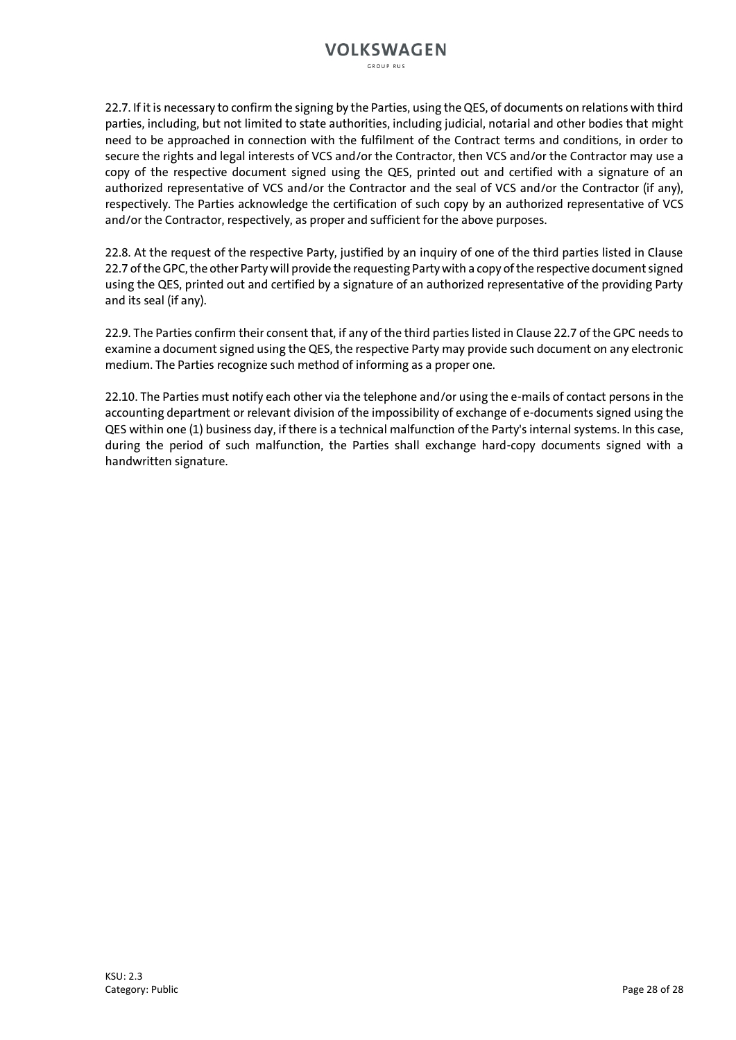22.7. If it is necessary to confirm the signing by the Parties, using the QES, of documents on relations with third parties, including, but not limited to state authorities, including judicial, notarial and other bodies that might need to be approached in connection with the fulfilment of the Contract terms and conditions, in order to secure the rights and legal interests of VCS and/or the Contractor, then VCS and/or the Contractor may use a copy of the respective document signed using the QES, printed out and certified with a signature of an authorized representative of VCS and/or the Contractor and the seal of VCS and/or the Contractor (if any), respectively. The Parties acknowledge the certification of such copy by an authorized representative of VCS and/or the Contractor, respectively, as proper and sufficient for the above purposes.

22.8. At the request of the respective Party, justified by an inquiry of one of the third parties listed in Clause 22.7 of the GPC, the other Party will provide the requesting Party with a copy of the respective document signed using the QES, printed out and certified by a signature of an authorized representative of the providing Party and its seal (if any).

22.9. The Parties confirm their consent that, if any of the third parties listed in Clause 22.7 of the GPC needs to examine a document signed using the QES, the respective Party may provide such document on any electronic medium. The Parties recognize such method of informing as a proper one.

22.10. The Parties must notify each other via the telephone and/or using the e-mails of contact persons in the accounting department or relevant division of the impossibility of exchange of e-documents signed using the QES within one (1) business day, if there is a technical malfunction of the Party's internal systems. In this case, during the period of such malfunction, the Parties shall exchange hard-copy documents signed with a handwritten signature.